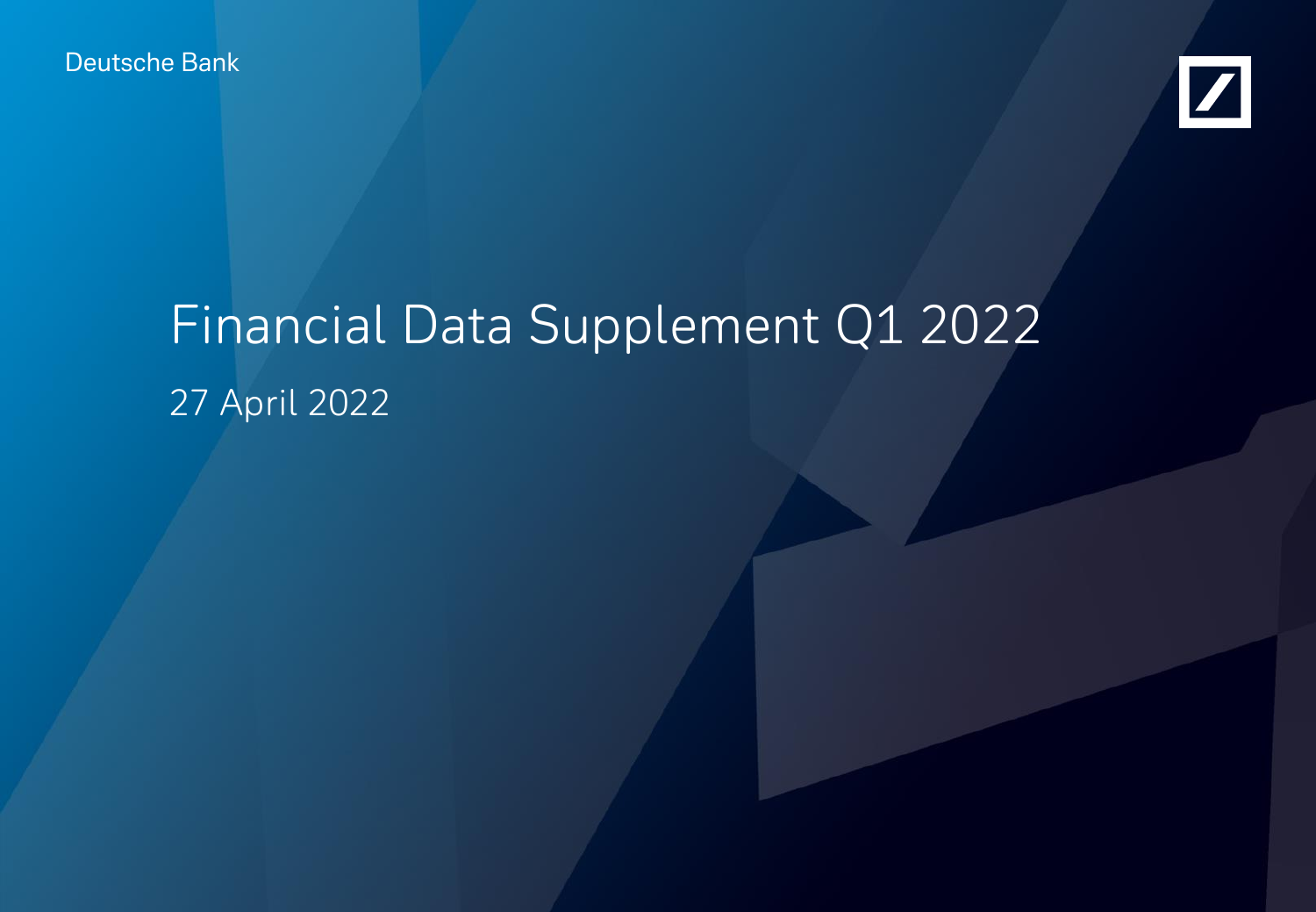Deutsche Bank

# Financial Data Supplement Q1 2022

27 April 2022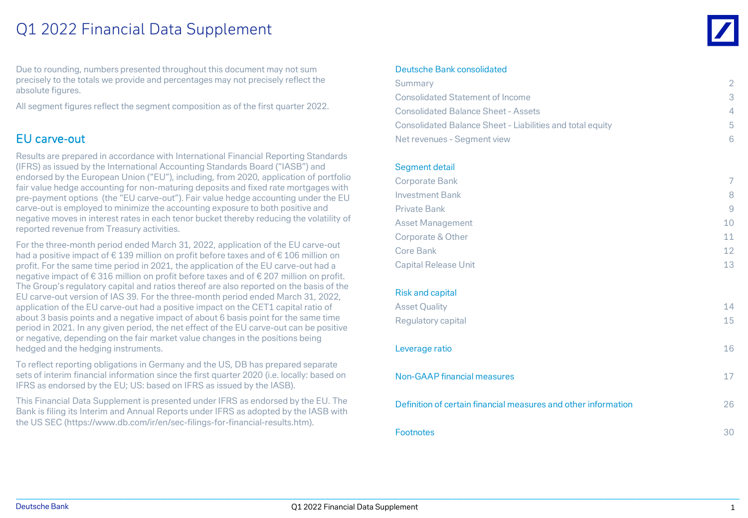# Q1 2022 Financial Data Supplement

Due to rounding, numbers presented throughout this document may not sum precisely to the totals we provide and percentages may not precisely reflect the absolute figures.

All segment figures reflect the segment composition as of the first quarter 2022.

## EU carve-out

Results are prepared in accordance with International Financial Reporting Standards (IFRS) as issued by the International Accounting Standards Board ("IASB") and endorsed by the European Union ("EU"), including, from 2020, application of portfolio fair value hedge accounting for non-maturing deposits and fixed rate mortgages with pre-payment options (the "EU carve-out"). Fair value hedge accounting under the EU carve-out is employed to minimize the accounting exposure to both positive and negative moves in interest rates in each tenor bucket thereby reducing the volatility of reported revenue from Treasury activities.

For the three-month period ended March 31, 2022, application of the EU carve-out had a positive impact of € 139 million on profit before taxes and of € 106 million on profit. For the same time period in 2021, the application of the EU carve-out had a negative impact of € 316 million on profit before taxes and of € 207 million on profit. The Group's regulatory capital and ratios thereof are also reported on the basis of the EU carve-out version of IAS 39. For the three-month period ended March 31, 2022, application of the EU carve-out had a positive impact on the CET1 capital ratio of about 3 basis points and a negative impact of about 6 basis point for the same time period in 2021. In any given period, the net effect of the EU carve-out can be positive or negative, depending on the fair market value changes in the positions being hedged and the hedging instruments.

To reflect reporting obligations in Germany and the US, DB has prepared separate sets of interim financial information since the first quarter 2020 (i.e. locally: based on IFRS as endorsed by the EU; US: based on IFRS as issued by the IASB).

This Financial Data Supplement is presented under IFRS as endorsed by the EU. The Bank is filing its Interim and Annual Reports under IFRS as adopted by the IASB with the US SEC (https://www.db.com/ir/en/sec-filings-for-financial-results.htm).

| Contents | Page |
|---|---|
| **Deutsche Bank consolidated** | |
| Summary | 2 |
| Consolidated Statement of Income | 3 |
| Consolidated Balance Sheet - Assets | 4 |
| Consolidated Balance Sheet - Liabilities and total equity | 5 |
| Net revenues - Segment view | 6 |
| **Segment detail** | |
| Corporate Bank | 7 |
| Investment Bank | 8 |
| Private Bank | 9 |
| Asset Management | 10 |
| Corporate & Other | 11 |
| Core Bank | 12 |
| Capital Release Unit | 13 |
| **Risk and capital** | |
| Asset Quality | 14 |
| Regulatory capital | 15 |
| **Leverage ratio** | 16 |
| **Non-GAAP financial measures** | 17 |
| **Definition of certain financial measures and other information** | 26 |
| **Footnotes** | 30 |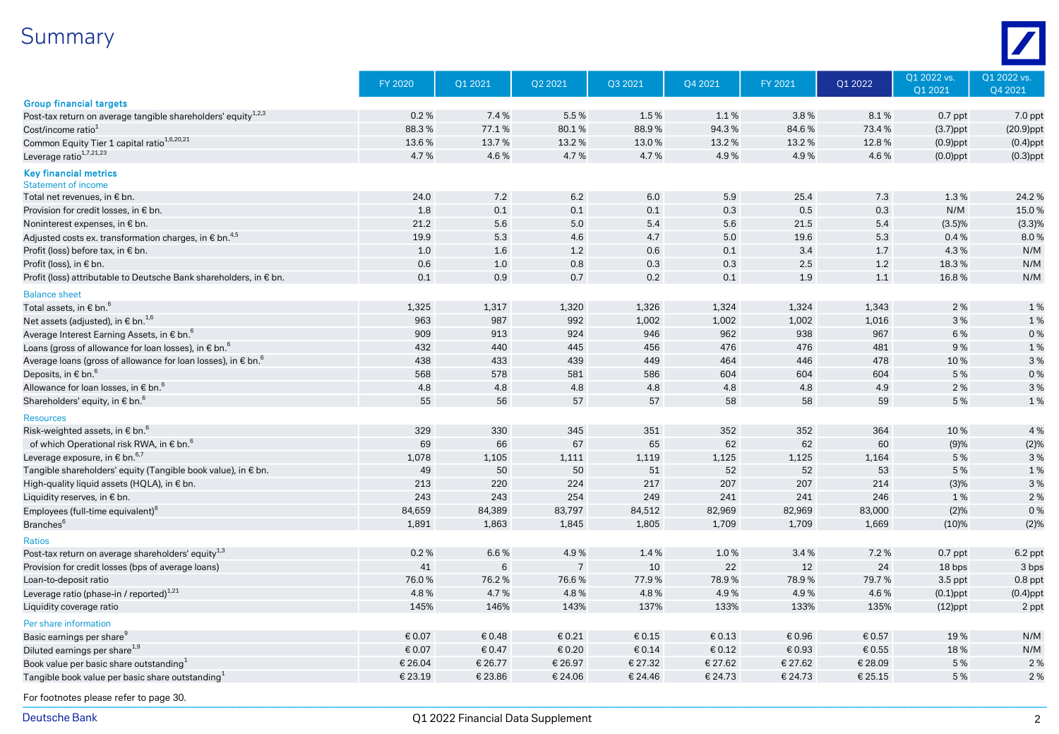# Summary

| | FY 2020 | Q1 2021 | Q2 2021 | Q3 2021 | Q4 2021 | FY 2021 | Q1 2022 | Q1 2022 vs. Q1 2021 | Q1 2022 vs. Q4 2021 |
|---|---|---|---|---|---|---|---|---|---|
| **Group financial targets** | | | | | | | | | |
| Post-tax return on average tangible shareholders' equity[1,2,3] | 0.2 % | 7.4 % | 5.5 % | 1.5 % | 1.1 % | 3.8 % | 8.1 % | 0.7 ppt | 7.0 ppt |
| Cost/income ratio[1] | 88.3 % | 77.1 % | 80.1 % | 88.9 % | 94.3 % | 84.6 % | 73.4 % | (3.7)ppt | (20.9)ppt |
| Common Equity Tier 1 capital ratio[1,6,20,21] | 13.6 % | 13.7 % | 13.2 % | 13.0 % | 13.2 % | 13.2 % | 12.8 % | (0.9)ppt | (0.4)ppt |
| Leverage ratio[1,7,21,23] | 4.7 % | 4.6 % | 4.7 % | 4.7 % | 4.9 % | 4.9 % | 4.6 % | (0.0)ppt | (0.3)ppt |
| **Key financial metrics** | | | | | | | | | |
| Statement of income | | | | | | | | | |
| Total net revenues, in € bn. | 24.0 | 7.2 | 6.2 | 6.0 | 5.9 | 25.4 | 7.3 | 1.3 % | 24.2 % |
| Provision for credit losses, in € bn. | 1.8 | 0.1 | 0.1 | 0.1 | 0.3 | 0.5 | 0.3 | N/M | 15.0 % |
| Noninterest expenses, in € bn. | 21.2 | 5.6 | 5.0 | 5.4 | 5.6 | 21.5 | 5.4 | (3.5)% | (3.3)% |
| Adjusted costs ex. transformation charges, in € bn.[4,5] | 19.9 | 5.3 | 4.6 | 4.7 | 5.0 | 19.6 | 5.3 | 0.4 % | 8.0 % |
| Profit (loss) before tax, in € bn. | 1.0 | 1.6 | 1.2 | 0.6 | 0.1 | 3.4 | 1.7 | 4.3 % | N/M |
| Profit (loss), in € bn. | 0.6 | 1.0 | 0.8 | 0.3 | 0.3 | 2.5 | 1.2 | 18.3 % | N/M |
| Profit (loss) attributable to Deutsche Bank shareholders, in € bn. | 0.1 | 0.9 | 0.7 | 0.2 | 0.1 | 1.9 | 1.1 | 16.8 % | N/M |
| Balance sheet | | | | | | | | | |
| Total assets, in € bn.[6] | 1,325 | 1,317 | 1,320 | 1,326 | 1,324 | 1,324 | 1,343 | 2 % | 1 % |
| Net assets (adjusted), in € bn.[1,6] | 963 | 987 | 992 | 1,002 | 1,002 | 1,002 | 1,016 | 3 % | 1 % |
| Average Interest Earning Assets, in € bn.[6] | 909 | 913 | 924 | 946 | 962 | 938 | 967 | 6 % | 0 % |
| Loans (gross of allowance for loan losses), in € bn.[6] | 432 | 440 | 445 | 456 | 476 | 476 | 481 | 9 % | 1 % |
| Average loans (gross of allowance for loan losses), in € bn.[6] | 438 | 433 | 439 | 449 | 464 | 446 | 478 | 10 % | 3 % |
| Deposits, in € bn.[6] | 568 | 578 | 581 | 586 | 604 | 604 | 604 | 5 % | 0 % |
| Allowance for loan losses, in € bn.[6] | 4.8 | 4.8 | 4.8 | 4.8 | 4.8 | 4.8 | 4.9 | 2 % | 3 % |
| Shareholders' equity, in € bn.[6] | 55 | 56 | 57 | 57 | 58 | 58 | 59 | 5 % | 1 % |
| Resources | | | | | | | | | |
| Risk-weighted assets, in € bn.[6] | 329 | 330 | 345 | 351 | 352 | 352 | 364 | 10 % | 4 % |
| of which Operational risk RWA, in € bn.[6] | 69 | 66 | 67 | 65 | 62 | 62 | 60 | (9)% | (2)% |
| Leverage exposure, in € bn.[6,7] | 1,078 | 1,105 | 1,111 | 1,119 | 1,125 | 1,125 | 1,164 | 5 % | 3 % |
| Tangible shareholders' equity (Tangible book value), in € bn. | 49 | 50 | 50 | 51 | 52 | 52 | 53 | 5 % | 1 % |
| High-quality liquid assets (HQLA), in € bn. | 213 | 220 | 224 | 217 | 207 | 207 | 214 | (3)% | 3 % |
| Liquidity reserves, in € bn. | 243 | 243 | 254 | 249 | 241 | 241 | 246 | 1 % | 2 % |
| Employees (full-time equivalent)[6] | 84,659 | 84,389 | 83,797 | 84,512 | 82,969 | 82,969 | 83,000 | (2)% | 0 % |
| Branches[6] | 1,891 | 1,863 | 1,845 | 1,805 | 1,709 | 1,709 | 1,669 | (10)% | (2)% |
| Ratios | | | | | | | | | |
| Post-tax return on average shareholders' equity[1,3] | 0.2 % | 6.6 % | 4.9 % | 1.4 % | 1.0 % | 3.4 % | 7.2 % | 0.7 ppt | 6.2 ppt |
| Provision for credit losses (bps of average loans) | 41 | 6 | 7 | 10 | 22 | 12 | 24 | 18 bps | 3 bps |
| Loan-to-deposit ratio | 76.0 % | 76.2 % | 76.6 % | 77.9 % | 78.9 % | 78.9 % | 79.7 % | 3.5 ppt | 0.8 ppt |
| Leverage ratio (phase-in / reported)[1,21] | 4.8 % | 4.7 % | 4.8 % | 4.8 % | 4.9 % | 4.9 % | 4.6 % | (0.1)ppt | (0.4)ppt |
| Liquidity coverage ratio | 145% | 146% | 143% | 137% | 133% | 133% | 135% | (12)ppt | 2 ppt |
| Per share information | | | | | | | | | |
| Basic earnings per share[9] | € 0.07 | € 0.48 | € 0.21 | € 0.15 | € 0.13 | € 0.96 | € 0.57 | 19 % | N/M |
| Diluted earnings per share[1,9] | € 0.07 | € 0.47 | € 0.20 | € 0.14 | € 0.12 | € 0.93 | € 0.55 | 18 % | N/M |
| Book value per basic share outstanding[1] | € 26.04 | € 26.77 | € 26.97 | € 27.32 | € 27.62 | € 27.62 | € 28.09 | 5 % | 2 % |
| Tangible book value per basic share outstanding[1] | € 23.19 | € 23.86 | € 24.06 | € 24.46 | € 24.73 | € 24.73 | € 25.15 | 5 % | 2 % |

For footnotes please refer to page 30.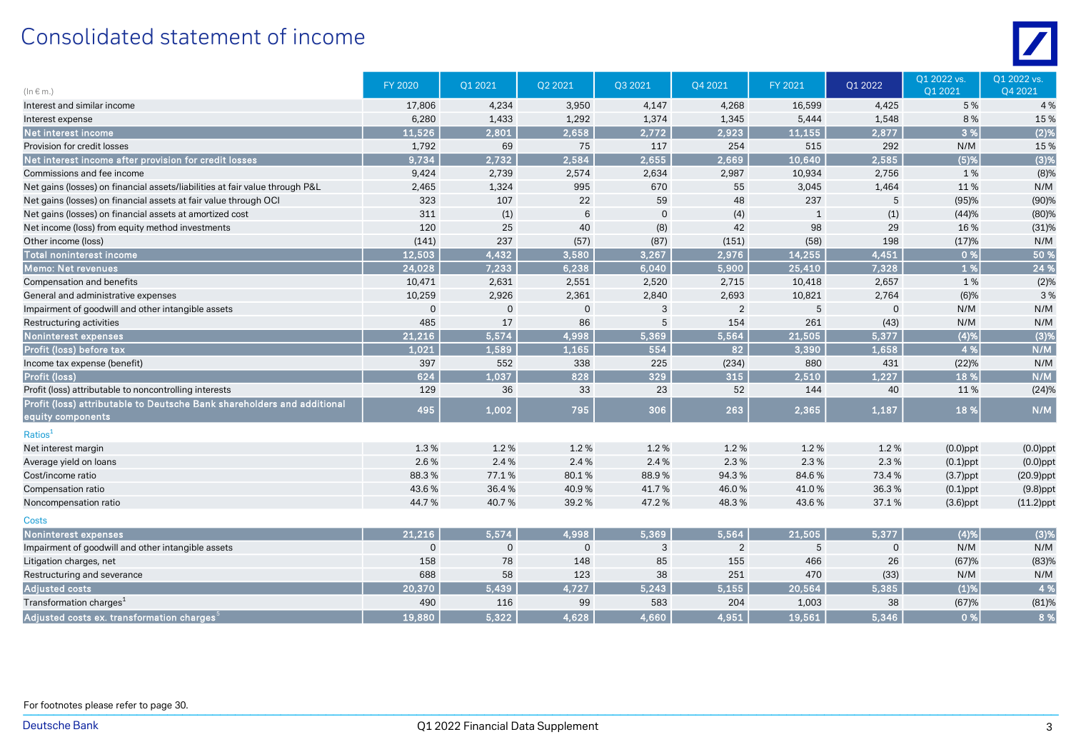# Consolidated statement of income

| (In € m.) | FY 2020 | Q1 2021 | Q2 2021 | Q3 2021 | Q4 2021 | FY 2021 | Q1 2022 | Q1 2022 vs. Q1 2021 | Q1 2022 vs. Q4 2021 |
|---|---|---|---|---|---|---|---|---|---|
| Interest and similar income | 17,806 | 4,234 | 3,950 | 4,147 | 4,268 | 16,599 | 4,425 | 5 % | 4 % |
| Interest expense | 6,280 | 1,433 | 1,292 | 1,374 | 1,345 | 5,444 | 1,548 | 8 % | 15 % |
| **Net interest income** | **11,526** | **2,801** | **2,658** | **2,772** | **2,923** | **11,155** | **2,877** | **3 %** | **(2)%** |
| Provision for credit losses | 1,792 | 69 | 75 | 117 | 254 | 515 | 292 | N/M | 15 % |
| **Net interest income after provision for credit losses** | **9,734** | **2,732** | **2,584** | **2,655** | **2,669** | **10,640** | **2,585** | **(5)%** | **(3)%** |
| Commissions and fee income | 9,424 | 2,739 | 2,574 | 2,634 | 2,987 | 10,934 | 2,756 | 1 % | (8)% |
| Net gains (losses) on financial assets/liabilities at fair value through P&L | 2,465 | 1,324 | 995 | 670 | 55 | 3,045 | 1,464 | 11 % | N/M |
| Net gains (losses) on financial assets at fair value through OCI | 323 | 107 | 22 | 59 | 48 | 237 | 5 | (95)% | (90)% |
| Net gains (losses) on financial assets at amortized cost | 311 | (1) | 6 | 0 | (4) | 1 | (1) | (44)% | (80)% |
| Net income (loss) from equity method investments | 120 | 25 | 40 | (8) | 42 | 98 | 29 | 16 % | (31)% |
| Other income (loss) | (141) | 237 | (57) | (87) | (151) | (58) | 198 | (17)% | N/M |
| **Total noninterest income** | **12,503** | **4,432** | **3,580** | **3,267** | **2,976** | **14,255** | **4,451** | **0 %** | **50 %** |
| **Memo: Net revenues** | **24,028** | **7,233** | **6,238** | **6,040** | **5,900** | **25,410** | **7,328** | **1 %** | **24 %** |
| Compensation and benefits | 10,471 | 2,631 | 2,551 | 2,520 | 2,715 | 10,418 | 2,657 | 1 % | (2)% |
| General and administrative expenses | 10,259 | 2,926 | 2,361 | 2,840 | 2,693 | 10,821 | 2,764 | (6)% | 3 % |
| Impairment of goodwill and other intangible assets | 0 | 0 | 0 | 3 | 2 | 5 | 0 | N/M | N/M |
| Restructuring activities | 485 | 17 | 86 | 5 | 154 | 261 | (43) | N/M | N/M |
| **Noninterest expenses** | **21,216** | **5,574** | **4,998** | **5,369** | **5,564** | **21,505** | **5,377** | **(4)%** | **(3)%** |
| **Profit (loss) before tax** | **1,021** | **1,589** | **1,165** | **554** | **82** | **3,390** | **1,658** | **4 %** | **N/M** |
| Income tax expense (benefit) | 397 | 552 | 338 | 225 | (234) | 880 | 431 | (22)% | N/M |
| **Profit (loss)** | **624** | **1,037** | **828** | **329** | **315** | **2,510** | **1,227** | **18 %** | **N/M** |
| Profit (loss) attributable to noncontrolling interests | 129 | 36 | 33 | 23 | 52 | 144 | 40 | 11 % | (24)% |
| **Profit (loss) attributable to Deutsche Bank shareholders and additional equity components** | **495** | **1,002** | **795** | **306** | **263** | **2,365** | **1,187** | **18 %** | **N/M** |
| Ratios[1] | | | | | | | | | |
| Net interest margin | 1.3 % | 1.2 % | 1.2 % | 1.2 % | 1.2 % | 1.2 % | 1.2 % | (0.0)ppt | (0.0)ppt |
| Average yield on loans | 2.6 % | 2.4 % | 2.4 % | 2.4 % | 2.3 % | 2.3 % | 2.3 % | (0.1)ppt | (0.0)ppt |
| Cost/income ratio | 88.3 % | 77.1 % | 80.1 % | 88.9 % | 94.3 % | 84.6 % | 73.4 % | (3.7)ppt | (20.9)ppt |
| Compensation ratio | 43.6 % | 36.4 % | 40.9 % | 41.7 % | 46.0 % | 41.0 % | 36.3 % | (0.1)ppt | (9.8)ppt |
| Noncompensation ratio | 44.7 % | 40.7 % | 39.2 % | 47.2 % | 48.3 % | 43.6 % | 37.1 % | (3.6)ppt | (11.2)ppt |
| Costs | | | | | | | | | |
| **Noninterest expenses** | **21,216** | **5,574** | **4,998** | **5,369** | **5,564** | **21,505** | **5,377** | **(4)%** | **(3)%** |
| Impairment of goodwill and other intangible assets | 0 | 0 | 0 | 3 | 2 | 5 | 0 | N/M | N/M |
| Litigation charges, net | 158 | 78 | 148 | 85 | 155 | 466 | 26 | (67)% | (83)% |
| Restructuring and severance | 688 | 58 | 123 | 38 | 251 | 470 | (33) | N/M | N/M |
| **Adjusted costs** | **20,370** | **5,439** | **4,727** | **5,243** | **5,155** | **20,564** | **5,385** | **(1)%** | **4 %** |
| Transformation charges[1] | 490 | 116 | 99 | 583 | 204 | 1,003 | 38 | (67)% | (81)% |
| **Adjusted costs ex. transformation charges[5]** | **19,880** | **5,322** | **4,628** | **4,660** | **4,951** | **19,561** | **5,346** | **0 %** | **8 %** |

For footnotes please refer to page 30.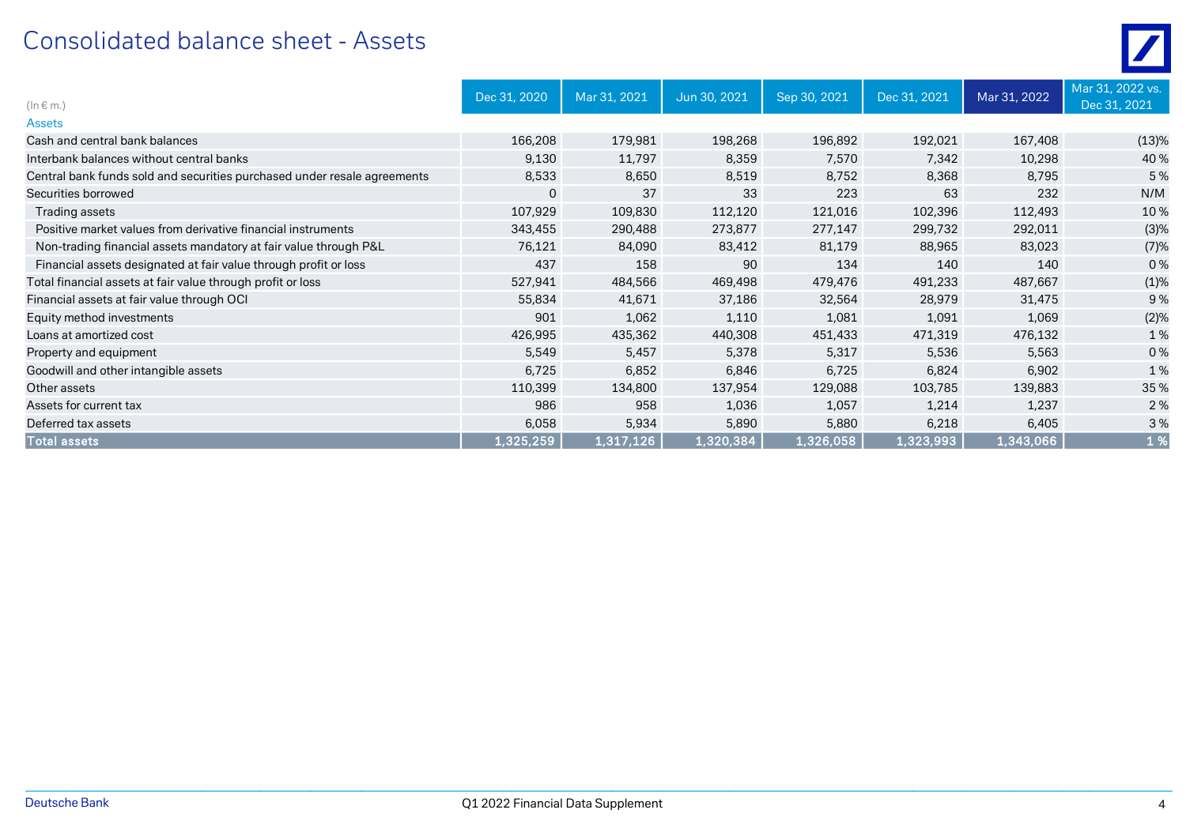# Consolidated balance sheet - Assets

| (In € m.) | Dec 31, 2020 | Mar 31, 2021 | Jun 30, 2021 | Sep 30, 2021 | Dec 31, 2021 | Mar 31, 2022 | Mar 31, 2022 vs. Dec 31, 2021 |
|---|---|---|---|---|---|---|---|
| Assets | | | | | | | |
| Cash and central bank balances | 166,208 | 179,981 | 198,268 | 196,892 | 192,021 | 167,408 | (13)% |
| Interbank balances without central banks | 9,130 | 11,797 | 8,359 | 7,570 | 7,342 | 10,298 | 40 % |
| Central bank funds sold and securities purchased under resale agreements | 8,533 | 8,650 | 8,519 | 8,752 | 8,368 | 8,795 | 5 % |
| Securities borrowed | 0 | 37 | 33 | 223 | 63 | 232 | N/M |
| Trading assets | 107,929 | 109,830 | 112,120 | 121,016 | 102,396 | 112,493 | 10 % |
| Positive market values from derivative financial instruments | 343,455 | 290,488 | 273,877 | 277,147 | 299,732 | 292,011 | (3)% |
| Non-trading financial assets mandatory at fair value through P&L | 76,121 | 84,090 | 83,412 | 81,179 | 88,965 | 83,023 | (7)% |
| Financial assets designated at fair value through profit or loss | 437 | 158 | 90 | 134 | 140 | 140 | 0 % |
| Total financial assets at fair value through profit or loss | 527,941 | 484,566 | 469,498 | 479,476 | 491,233 | 487,667 | (1)% |
| Financial assets at fair value through OCI | 55,834 | 41,671 | 37,186 | 32,564 | 28,979 | 31,475 | 9 % |
| Equity method investments | 901 | 1,062 | 1,110 | 1,081 | 1,091 | 1,069 | (2)% |
| Loans at amortized cost | 426,995 | 435,362 | 440,308 | 451,433 | 471,319 | 476,132 | 1 % |
| Property and equipment | 5,549 | 5,457 | 5,378 | 5,317 | 5,536 | 5,563 | 0 % |
| Goodwill and other intangible assets | 6,725 | 6,852 | 6,846 | 6,725 | 6,824 | 6,902 | 1 % |
| Other assets | 110,399 | 134,800 | 137,954 | 129,088 | 103,785 | 139,883 | 35 % |
| Assets for current tax | 986 | 958 | 1,036 | 1,057 | 1,214 | 1,237 | 2 % |
| Deferred tax assets | 6,058 | 5,934 | 5,890 | 5,880 | 6,218 | 6,405 | 3 % |
| **Total assets** | **1,325,259** | **1,317,126** | **1,320,384** | **1,326,058** | **1,323,993** | **1,343,066** | **1 %** |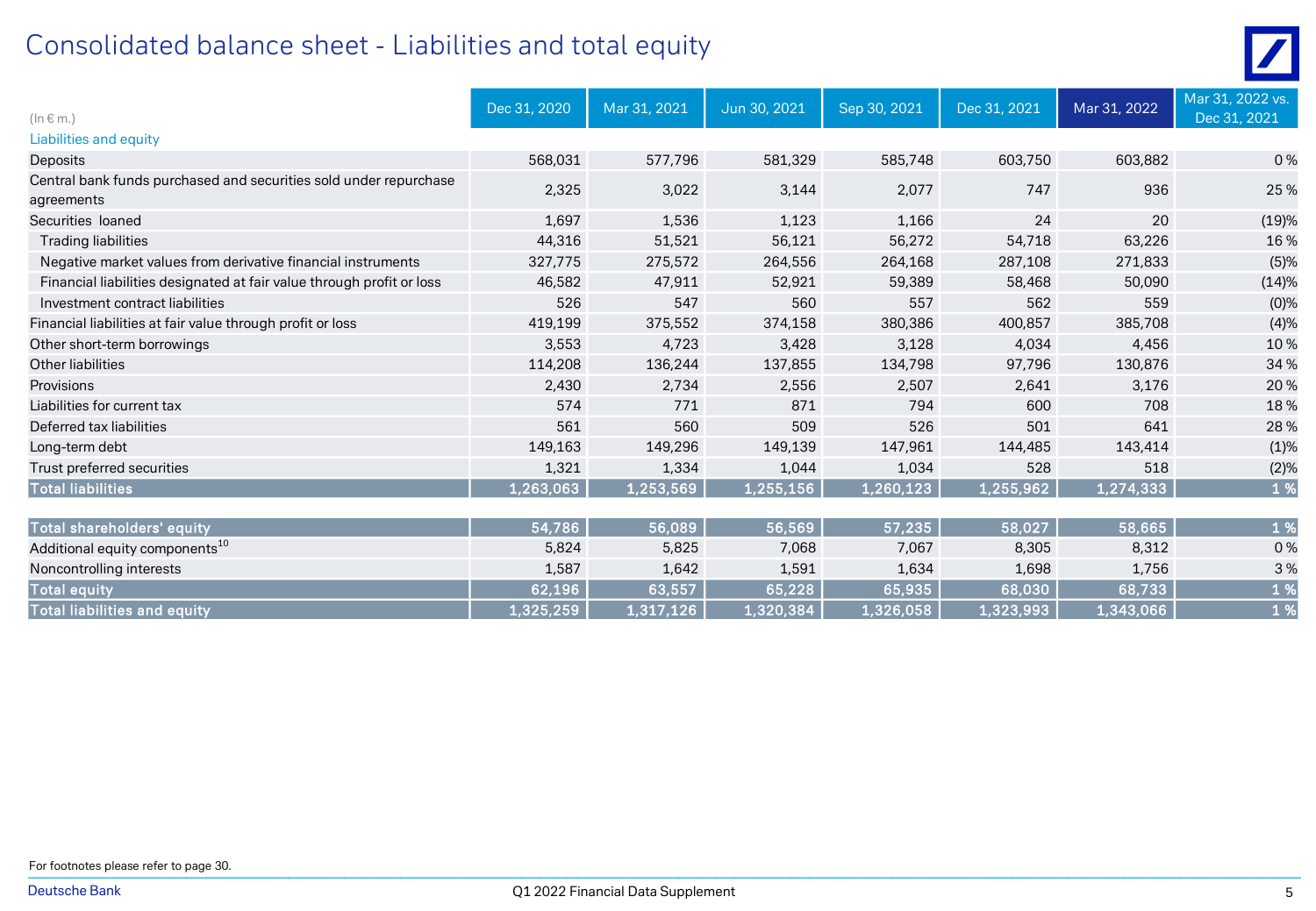# Consolidated balance sheet - Liabilities and total equity

| (In € m.) | Dec 31, 2020 | Mar 31, 2021 | Jun 30, 2021 | Sep 30, 2021 | Dec 31, 2021 | Mar 31, 2022 | Mar 31, 2022 vs. Dec 31, 2021 |
|---|---|---|---|---|---|---|---|
| Liabilities and equity | | | | | | | |
| Deposits | 568,031 | 577,796 | 581,329 | 585,748 | 603,750 | 603,882 | 0 % |
| Central bank funds purchased and securities sold under repurchase agreements | 2,325 | 3,022 | 3,144 | 2,077 | 747 | 936 | 25 % |
| Securities loaned | 1,697 | 1,536 | 1,123 | 1,166 | 24 | 20 | (19)% |
| Trading liabilities | 44,316 | 51,521 | 56,121 | 56,272 | 54,718 | 63,226 | 16 % |
| Negative market values from derivative financial instruments | 327,775 | 275,572 | 264,556 | 264,168 | 287,108 | 271,833 | (5)% |
| Financial liabilities designated at fair value through profit or loss | 46,582 | 47,911 | 52,921 | 59,389 | 58,468 | 50,090 | (14)% |
| Investment contract liabilities | 526 | 547 | 560 | 557 | 562 | 559 | (0)% |
| Financial liabilities at fair value through profit or loss | 419,199 | 375,552 | 374,158 | 380,386 | 400,857 | 385,708 | (4)% |
| Other short-term borrowings | 3,553 | 4,723 | 3,428 | 3,128 | 4,034 | 4,456 | 10 % |
| Other liabilities | 114,208 | 136,244 | 137,855 | 134,798 | 97,796 | 130,876 | 34 % |
| Provisions | 2,430 | 2,734 | 2,556 | 2,507 | 2,641 | 3,176 | 20 % |
| Liabilities for current tax | 574 | 771 | 871 | 794 | 600 | 708 | 18 % |
| Deferred tax liabilities | 561 | 560 | 509 | 526 | 501 | 641 | 28 % |
| Long-term debt | 149,163 | 149,296 | 149,139 | 147,961 | 144,485 | 143,414 | (1)% |
| Trust preferred securities | 1,321 | 1,334 | 1,044 | 1,034 | 528 | 518 | (2)% |
| **Total liabilities** | **1,263,063** | **1,253,569** | **1,255,156** | **1,260,123** | **1,255,962** | **1,274,333** | **1 %** |
| | | | | | | | |
| **Total shareholders' equity** | **54,786** | **56,089** | **56,569** | **57,235** | **58,027** | **58,665** | **1 %** |
| Additional equity components[10] | 5,824 | 5,825 | 7,068 | 7,067 | 8,305 | 8,312 | 0 % |
| Noncontrolling interests | 1,587 | 1,642 | 1,591 | 1,634 | 1,698 | 1,756 | 3 % |
| **Total equity** | **62,196** | **63,557** | **65,228** | **65,935** | **68,030** | **68,733** | **1 %** |
| **Total liabilities and equity** | **1,325,259** | **1,317,126** | **1,320,384** | **1,326,058** | **1,323,993** | **1,343,066** | **1 %** |

For footnotes please refer to page 30.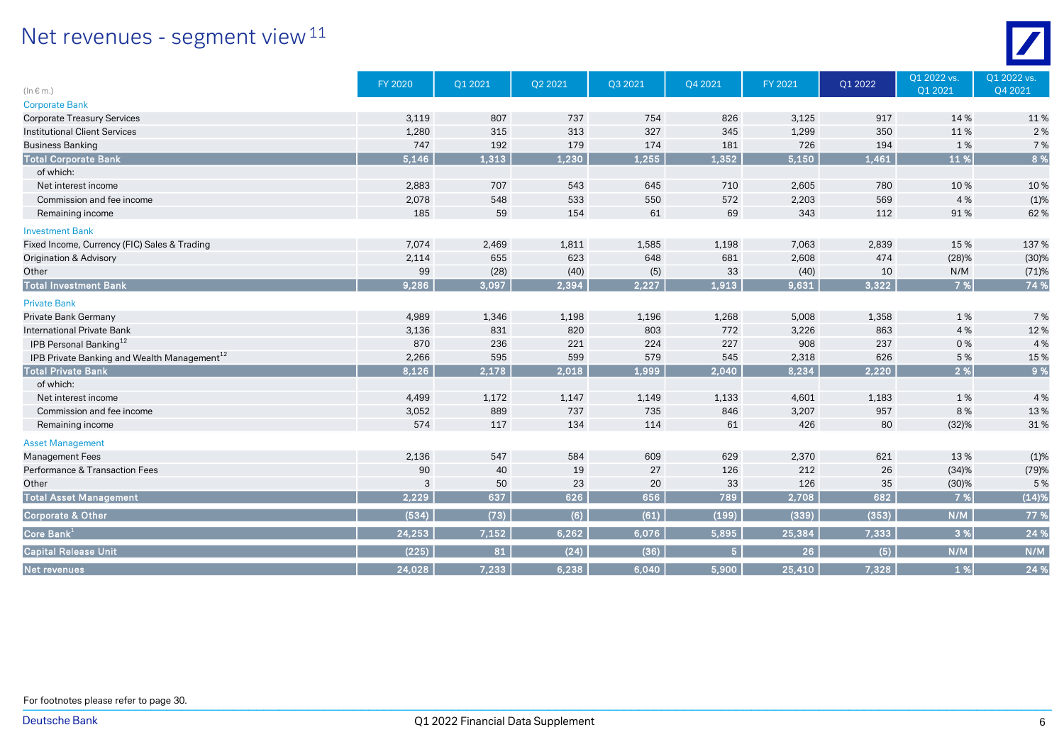# Net revenues - segment view[11]

| (In € m.) | FY 2020 | Q1 2021 | Q2 2021 | Q3 2021 | Q4 2021 | FY 2021 | Q1 2022 | Q1 2022 vs. Q1 2021 | Q1 2022 vs. Q4 2021 |
|---|---|---|---|---|---|---|---|---|---|
| Corporate Bank | | | | | | | | | |
| Corporate Treasury Services | 3,119 | 807 | 737 | 754 | 826 | 3,125 | 917 | 14 % | 11 % |
| Institutional Client Services | 1,280 | 315 | 313 | 327 | 345 | 1,299 | 350 | 11 % | 2 % |
| Business Banking | 747 | 192 | 179 | 174 | 181 | 726 | 194 | 1 % | 7 % |
| **Total Corporate Bank** | **5,146** | **1,313** | **1,230** | **1,255** | **1,352** | **5,150** | **1,461** | **11 %** | **8 %** |
| of which: | | | | | | | | | |
| Net interest income | 2,883 | 707 | 543 | 645 | 710 | 2,605 | 780 | 10 % | 10 % |
| Commission and fee income | 2,078 | 548 | 533 | 550 | 572 | 2,203 | 569 | 4 % | (1)% |
| Remaining income | 185 | 59 | 154 | 61 | 69 | 343 | 112 | 91 % | 62 % |
| Investment Bank | | | | | | | | | |
| Fixed Income, Currency (FIC) Sales & Trading | 7,074 | 2,469 | 1,811 | 1,585 | 1,198 | 7,063 | 2,839 | 15 % | 137 % |
| Origination & Advisory | 2,114 | 655 | 623 | 648 | 681 | 2,608 | 474 | (28)% | (30)% |
| Other | 99 | (28) | (40) | (5) | 33 | (40) | 10 | N/M | (71)% |
| **Total Investment Bank** | **9,286** | **3,097** | **2,394** | **2,227** | **1,913** | **9,631** | **3,322** | **7 %** | **74 %** |
| Private Bank | | | | | | | | | |
| Private Bank Germany | 4,989 | 1,346 | 1,198 | 1,196 | 1,268 | 5,008 | 1,358 | 1 % | 7 % |
| International Private Bank | 3,136 | 831 | 820 | 803 | 772 | 3,226 | 863 | 4 % | 12 % |
| IPB Personal Banking[12] | 870 | 236 | 221 | 224 | 227 | 908 | 237 | 0 % | 4 % |
| IPB Private Banking and Wealth Management[12] | 2,266 | 595 | 599 | 579 | 545 | 2,318 | 626 | 5 % | 15 % |
| **Total Private Bank** | **8,126** | **2,178** | **2,018** | **1,999** | **2,040** | **8,234** | **2,220** | **2 %** | **9 %** |
| of which: | | | | | | | | | |
| Net interest income | 4,499 | 1,172 | 1,147 | 1,149 | 1,133 | 4,601 | 1,183 | 1 % | 4 % |
| Commission and fee income | 3,052 | 889 | 737 | 735 | 846 | 3,207 | 957 | 8 % | 13 % |
| Remaining income | 574 | 117 | 134 | 114 | 61 | 426 | 80 | (32)% | 31 % |
| Asset Management | | | | | | | | | |
| Management Fees | 2,136 | 547 | 584 | 609 | 629 | 2,370 | 621 | 13 % | (1)% |
| Performance & Transaction Fees | 90 | 40 | 19 | 27 | 126 | 212 | 26 | (34)% | (79)% |
| Other | 3 | 50 | 23 | 20 | 33 | 126 | 35 | (30)% | 5 % |
| **Total Asset Management** | **2,229** | **637** | **626** | **656** | **789** | **2,708** | **682** | **7 %** | **(14)%** |
| **Corporate & Other** | **(534)** | **(73)** | **(6)** | **(61)** | **(199)** | **(339)** | **(353)** | **N/M** | **77 %** |
| **Core Bank[1]** | **24,253** | **7,152** | **6,262** | **6,076** | **5,895** | **25,384** | **7,333** | **3 %** | **24 %** |
| **Capital Release Unit** | **(225)** | **81** | **(24)** | **(36)** | **5** | **26** | **(5)** | **N/M** | **N/M** |
| **Net revenues** | **24,028** | **7,233** | **6,238** | **6,040** | **5,900** | **25,410** | **7,328** | **1 %** | **24 %** |

For footnotes please refer to page 30.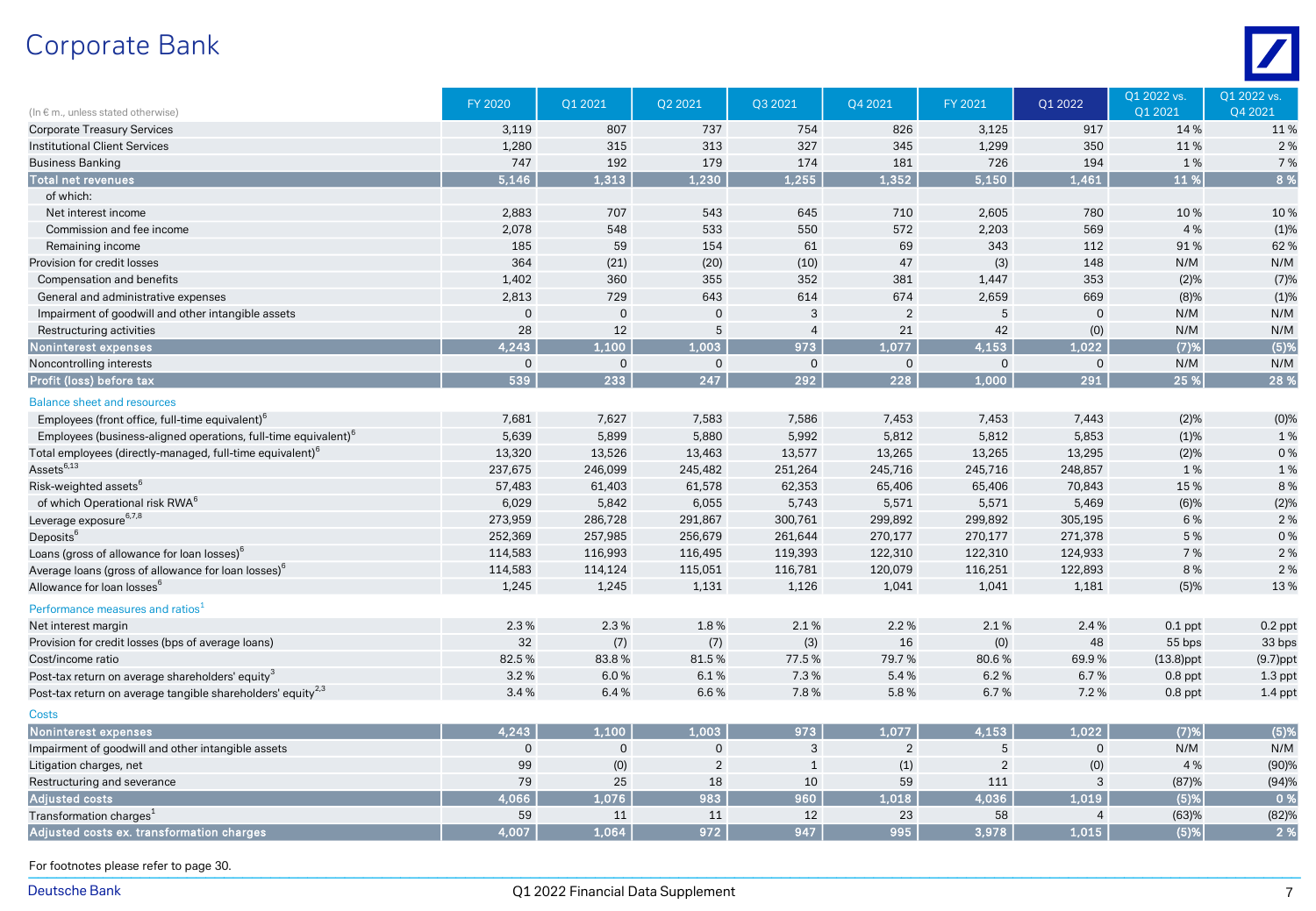# Corporate Bank

| (In € m., unless stated otherwise) | FY 2020 | Q1 2021 | Q2 2021 | Q3 2021 | Q4 2021 | FY 2021 | Q1 2022 | Q1 2022 vs. Q1 2021 | Q1 2022 vs. Q4 2021 |
|---|---|---|---|---|---|---|---|---|---|
| Corporate Treasury Services | 3,119 | 807 | 737 | 754 | 826 | 3,125 | 917 | 14 % | 11 % |
| Institutional Client Services | 1,280 | 315 | 313 | 327 | 345 | 1,299 | 350 | 11 % | 2 % |
| Business Banking | 747 | 192 | 179 | 174 | 181 | 726 | 194 | 1 % | 7 % |
| **Total net revenues** | **5,146** | **1,313** | **1,230** | **1,255** | **1,352** | **5,150** | **1,461** | **11 %** | **8 %** |
| of which: | | | | | | | | | |
| Net interest income | 2,883 | 707 | 543 | 645 | 710 | 2,605 | 780 | 10 % | 10 % |
| Commission and fee income | 2,078 | 548 | 533 | 550 | 572 | 2,203 | 569 | 4 % | (1)% |
| Remaining income | 185 | 59 | 154 | 61 | 69 | 343 | 112 | 91 % | 62 % |
| Provision for credit losses | 364 | (21) | (20) | (10) | 47 | (3) | 148 | N/M | N/M |
| Compensation and benefits | 1,402 | 360 | 355 | 352 | 381 | 1,447 | 353 | (2)% | (7)% |
| General and administrative expenses | 2,813 | 729 | 643 | 614 | 674 | 2,659 | 669 | (8)% | (1)% |
| Impairment of goodwill and other intangible assets | 0 | 0 | 0 | 3 | 2 | 5 | 0 | N/M | N/M |
| Restructuring activities | 28 | 12 | 5 | 4 | 21 | 42 | (0) | N/M | N/M |
| **Noninterest expenses** | **4,243** | **1,100** | **1,003** | **973** | **1,077** | **4,153** | **1,022** | **(7)%** | **(5)%** |
| Noncontrolling interests | 0 | 0 | 0 | 0 | 0 | 0 | 0 | N/M | N/M |
| **Profit (loss) before tax** | **539** | **233** | **247** | **292** | **228** | **1,000** | **291** | **25 %** | **28 %** |
| Balance sheet and resources | | | | | | | | | |
| Employees (front office, full-time equivalent)[6] | 7,681 | 7,627 | 7,583 | 7,586 | 7,453 | 7,453 | 7,443 | (2)% | (0)% |
| Employees (business-aligned operations, full-time equivalent)[6] | 5,639 | 5,899 | 5,880 | 5,992 | 5,812 | 5,812 | 5,853 | (1)% | 1 % |
| Total employees (directly-managed, full-time equivalent)[6] | 13,320 | 13,526 | 13,463 | 13,577 | 13,265 | 13,265 | 13,295 | (2)% | 0 % |
| Assets[6,13] | 237,675 | 246,099 | 245,482 | 251,264 | 245,716 | 245,716 | 248,857 | 1 % | 1 % |
| Risk-weighted assets[6] | 57,483 | 61,403 | 61,578 | 62,353 | 65,406 | 65,406 | 70,843 | 15 % | 8 % |
| of which Operational risk RWA[6] | 6,029 | 5,842 | 6,055 | 5,743 | 5,571 | 5,571 | 5,469 | (6)% | (2)% |
| Leverage exposure[6,7,8] | 273,959 | 286,728 | 291,867 | 300,761 | 299,892 | 299,892 | 305,195 | 6 % | 2 % |
| Deposits[6] | 252,369 | 257,985 | 256,679 | 261,644 | 270,177 | 270,177 | 271,378 | 5 % | 0 % |
| Loans (gross of allowance for loan losses)[6] | 114,583 | 116,993 | 116,495 | 119,393 | 122,310 | 122,310 | 124,933 | 7 % | 2 % |
| Average loans (gross of allowance for loan losses)[6] | 114,583 | 114,124 | 115,051 | 116,781 | 120,079 | 116,251 | 122,893 | 8 % | 2 % |
| Allowance for loan losses[6] | 1,245 | 1,245 | 1,131 | 1,126 | 1,041 | 1,041 | 1,181 | (5)% | 13 % |
| Performance measures and ratios[1] | | | | | | | | | |
| Net interest margin | 2.3 % | 2.3 % | 1.8 % | 2.1 % | 2.2 % | 2.1 % | 2.4 % | 0.1 ppt | 0.2 ppt |
| Provision for credit losses (bps of average loans) | 32 | (7) | (7) | (3) | 16 | (0) | 48 | 55 bps | 33 bps |
| Cost/income ratio | 82.5 % | 83.8 % | 81.5 % | 77.5 % | 79.7 % | 80.6 % | 69.9 % | (13.8)ppt | (9.7)ppt |
| Post-tax return on average shareholders' equity[3] | 3.2 % | 6.0 % | 6.1 % | 7.3 % | 5.4 % | 6.2 % | 6.7 % | 0.8 ppt | 1.3 ppt |
| Post-tax return on average tangible shareholders' equity[2,3] | 3.4 % | 6.4 % | 6.6 % | 7.8 % | 5.8 % | 6.7 % | 7.2 % | 0.8 ppt | 1.4 ppt |
| Costs | | | | | | | | | |
| **Noninterest expenses** | **4,243** | **1,100** | **1,003** | **973** | **1,077** | **4,153** | **1,022** | **(7)%** | **(5)%** |
| Impairment of goodwill and other intangible assets | 0 | 0 | 0 | 3 | 2 | 5 | 0 | N/M | N/M |
| Litigation charges, net | 99 | (0) | 2 | 1 | (1) | 2 | (0) | 4 % | (90)% |
| Restructuring and severance | 79 | 25 | 18 | 10 | 59 | 111 | 3 | (87)% | (94)% |
| **Adjusted costs** | **4,066** | **1,076** | **983** | **960** | **1,018** | **4,036** | **1,019** | **(5)%** | **0 %** |
| Transformation charges[1] | 59 | 11 | 11 | 12 | 23 | 58 | 4 | (63)% | (82)% |
| **Adjusted costs ex. transformation charges** | **4,007** | **1,064** | **972** | **947** | **995** | **3,978** | **1,015** | **(5)%** | **2 %** |

For footnotes please refer to page 30.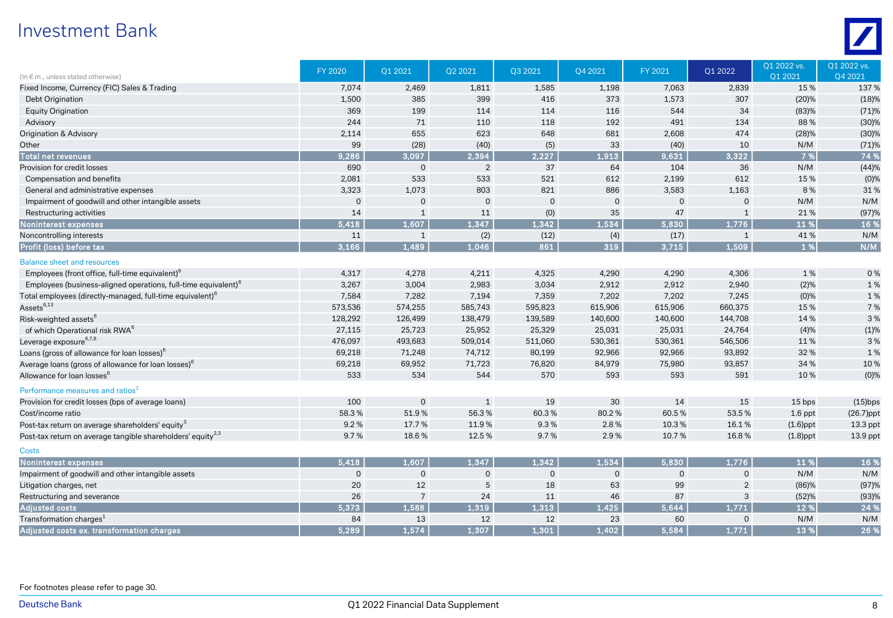# Investment Bank

| (In € m., unless stated otherwise) | FY 2020 | Q1 2021 | Q2 2021 | Q3 2021 | Q4 2021 | FY 2021 | Q1 2022 | Q1 2022 vs. Q1 2021 | Q1 2022 vs. Q4 2021 |
|---|---|---|---|---|---|---|---|---|---|
| Fixed Income, Currency (FIC) Sales & Trading | 7,074 | 2,469 | 1,811 | 1,585 | 1,198 | 7,063 | 2,839 | 15 % | 137 % |
| Debt Origination | 1,500 | 385 | 399 | 416 | 373 | 1,573 | 307 | (20)% | (18)% |
| Equity Origination | 369 | 199 | 114 | 114 | 116 | 544 | 34 | (83)% | (71)% |
| Advisory | 244 | 71 | 110 | 118 | 192 | 491 | 134 | 88 % | (30)% |
| Origination & Advisory | 2,114 | 655 | 623 | 648 | 681 | 2,608 | 474 | (28)% | (30)% |
| Other | 99 | (28) | (40) | (5) | 33 | (40) | 10 | N/M | (71)% |
| **Total net revenues** | **9,286** | **3,097** | **2,394** | **2,227** | **1,913** | **9,631** | **3,322** | **7 %** | **74 %** |
| Provision for credit losses | 690 | 0 | 2 | 37 | 64 | 104 | 36 | N/M | (44)% |
| Compensation and benefits | 2,081 | 533 | 533 | 521 | 612 | 2,199 | 612 | 15 % | (0)% |
| General and administrative expenses | 3,323 | 1,073 | 803 | 821 | 886 | 3,583 | 1,163 | 8 % | 31 % |
| Impairment of goodwill and other intangible assets | 0 | 0 | 0 | 0 | 0 | 0 | 0 | N/M | N/M |
| Restructuring activities | 14 | 1 | 11 | (0) | 35 | 47 | 1 | 21 % | (97)% |
| **Noninterest expenses** | **5,418** | **1,607** | **1,347** | **1,342** | **1,534** | **5,830** | **1,776** | **11 %** | **16 %** |
| Noncontrolling interests | 11 | 1 | (2) | (12) | (4) | (17) | 1 | 41 % | N/M |
| **Profit (loss) before tax** | **3,166** | **1,489** | **1,046** | **861** | **319** | **3,715** | **1,509** | **1 %** | **N/M** |
| Balance sheet and resources | | | | | | | | | |
| Employees (front office, full-time equivalent)[6] | 4,317 | 4,278 | 4,211 | 4,325 | 4,290 | 4,290 | 4,306 | 1 % | 0 % |
| Employees (business-aligned operations, full-time equivalent)[6] | 3,267 | 3,004 | 2,983 | 3,034 | 2,912 | 2,912 | 2,940 | (2)% | 1 % |
| Total employees (directly-managed, full-time equivalent)[6] | 7,584 | 7,282 | 7,194 | 7,359 | 7,202 | 7,202 | 7,245 | (0)% | 1 % |
| Assets[6,13] | 573,536 | 574,255 | 585,743 | 595,823 | 615,906 | 615,906 | 660,375 | 15 % | 7 % |
| Risk-weighted assets[6] | 128,292 | 126,499 | 138,479 | 139,589 | 140,600 | 140,600 | 144,708 | 14 % | 3 % |
| of which Operational risk RWA[6] | 27,115 | 25,723 | 25,952 | 25,329 | 25,031 | 25,031 | 24,764 | (4)% | (1)% |
| Leverage exposure[6,7,8] | 476,097 | 493,683 | 509,014 | 511,060 | 530,361 | 530,361 | 546,506 | 11 % | 3 % |
| Loans (gross of allowance for loan losses)[6] | 69,218 | 71,248 | 74,712 | 80,199 | 92,966 | 92,966 | 93,892 | 32 % | 1 % |
| Average loans (gross of allowance for loan losses)[6] | 69,218 | 69,952 | 71,723 | 76,820 | 84,979 | 75,980 | 93,857 | 34 % | 10 % |
| Allowance for loan losses[6] | 533 | 534 | 544 | 570 | 593 | 593 | 591 | 10 % | (0)% |
| Performance measures and ratios[1] | | | | | | | | | |
| Provision for credit losses (bps of average loans) | 100 | 0 | 1 | 19 | 30 | 14 | 15 | 15 bps | (15)bps |
| Cost/income ratio | 58.3 % | 51.9 % | 56.3 % | 60.3 % | 80.2 % | 60.5 % | 53.5 % | 1.6 ppt | (26.7)ppt |
| Post-tax return on average shareholders' equity[3] | 9.2 % | 17.7 % | 11.9 % | 9.3 % | 2.8 % | 10.3 % | 16.1 % | (1.6)ppt | 13.3 ppt |
| Post-tax return on average tangible shareholders' equity[2,3] | 9.7 % | 18.6 % | 12.5 % | 9.7 % | 2.9 % | 10.7 % | 16.8 % | (1.8)ppt | 13.9 ppt |
| Costs | | | | | | | | | |
| **Noninterest expenses** | **5,418** | **1,607** | **1,347** | **1,342** | **1,534** | **5,830** | **1,776** | **11 %** | **16 %** |
| Impairment of goodwill and other intangible assets | 0 | 0 | 0 | 0 | 0 | 0 | 0 | N/M | N/M |
| Litigation charges, net | 20 | 12 | 5 | 18 | 63 | 99 | 2 | (86)% | (97)% |
| Restructuring and severance | 26 | 7 | 24 | 11 | 46 | 87 | 3 | (52)% | (93)% |
| **Adjusted costs** | **5,373** | **1,588** | **1,319** | **1,313** | **1,425** | **5,644** | **1,771** | **12 %** | **24 %** |
| Transformation charges[1] | 84 | 13 | 12 | 12 | 23 | 60 | 0 | N/M | N/M |
| **Adjusted costs ex. transformation charges** | **5,289** | **1,574** | **1,307** | **1,301** | **1,402** | **5,584** | **1,771** | **13 %** | **26 %** |

For footnotes please refer to page 30.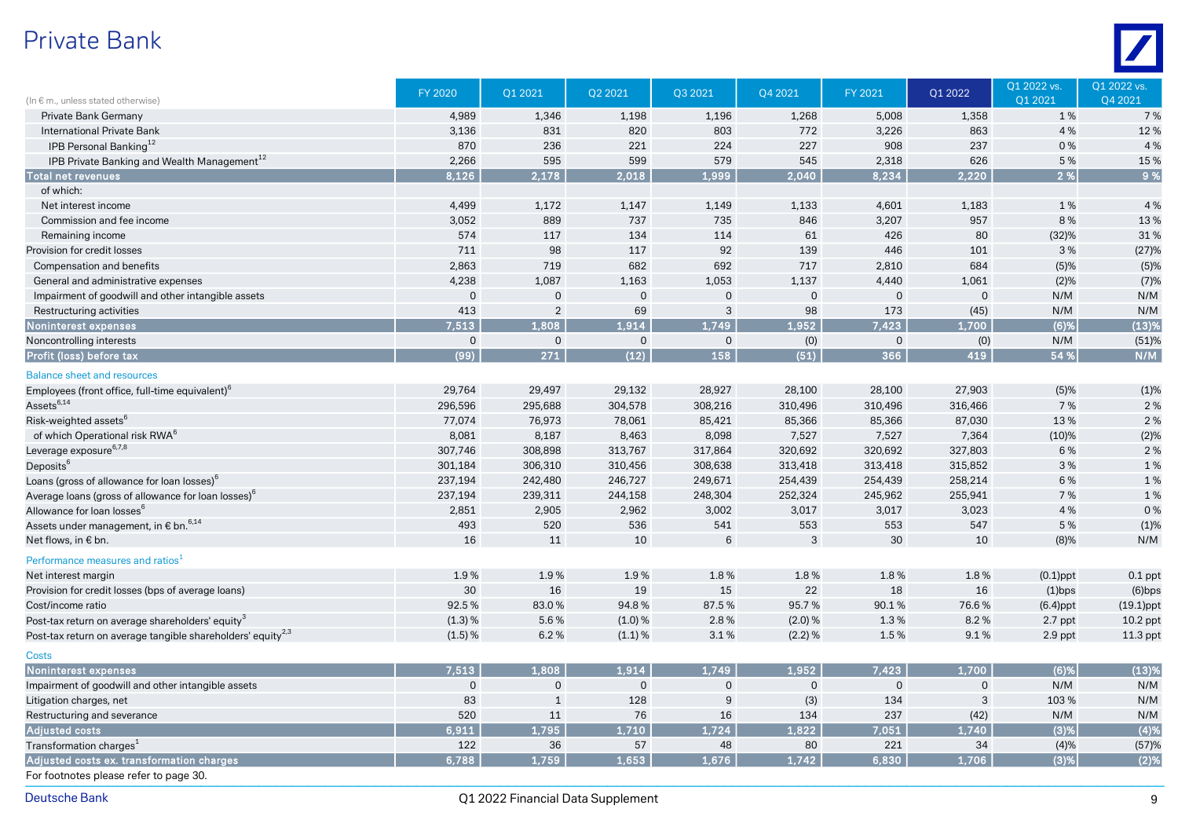# Private Bank

| (In € m., unless stated otherwise) | FY 2020 | Q1 2021 | Q2 2021 | Q3 2021 | Q4 2021 | FY 2021 | Q1 2022 | Q1 2022 vs. Q1 2021 | Q1 2022 vs. Q4 2021 |
|---|---|---|---|---|---|---|---|---|---|
| Private Bank Germany | 4,989 | 1,346 | 1,198 | 1,196 | 1,268 | 5,008 | 1,358 | 1 % | 7 % |
| International Private Bank | 3,136 | 831 | 820 | 803 | 772 | 3,226 | 863 | 4 % | 12 % |
| IPB Personal Banking[12] | 870 | 236 | 221 | 224 | 227 | 908 | 237 | 0 % | 4 % |
| IPB Private Banking and Wealth Management[12] | 2,266 | 595 | 599 | 579 | 545 | 2,318 | 626 | 5 % | 15 % |
| **Total net revenues** | **8,126** | **2,178** | **2,018** | **1,999** | **2,040** | **8,234** | **2,220** | **2 %** | **9 %** |
| of which: | | | | | | | | | |
| Net interest income | 4,499 | 1,172 | 1,147 | 1,149 | 1,133 | 4,601 | 1,183 | 1 % | 4 % |
| Commission and fee income | 3,052 | 889 | 737 | 735 | 846 | 3,207 | 957 | 8 % | 13 % |
| Remaining income | 574 | 117 | 134 | 114 | 61 | 426 | 80 | (32)% | 31 % |
| Provision for credit losses | 711 | 98 | 117 | 92 | 139 | 446 | 101 | 3 % | (27)% |
| Compensation and benefits | 2,863 | 719 | 682 | 692 | 717 | 2,810 | 684 | (5)% | (5)% |
| General and administrative expenses | 4,238 | 1,087 | 1,163 | 1,053 | 1,137 | 4,440 | 1,061 | (2)% | (7)% |
| Impairment of goodwill and other intangible assets | 0 | 0 | 0 | 0 | 0 | 0 | 0 | N/M | N/M |
| Restructuring activities | 413 | 2 | 69 | 3 | 98 | 173 | (45) | N/M | N/M |
| **Noninterest expenses** | **7,513** | **1,808** | **1,914** | **1,749** | **1,952** | **7,423** | **1,700** | **(6)%** | **(13)%** |
| Noncontrolling interests | 0 | 0 | 0 | 0 | (0) | 0 | (0) | N/M | (51)% |
| **Profit (loss) before tax** | **(99)** | **271** | **(12)** | **158** | **(51)** | **366** | **419** | **54 %** | **N/M** |
| **Balance sheet and resources** | | | | | | | | | |
| Employees (front office, full-time equivalent)[6] | 29,764 | 29,497 | 29,132 | 28,927 | 28,100 | 28,100 | 27,903 | (5)% | (1)% |
| Assets[6,14] | 296,596 | 295,688 | 304,578 | 308,216 | 310,496 | 310,496 | 316,466 | 7 % | 2 % |
| Risk-weighted assets[6] | 77,074 | 76,973 | 78,061 | 85,421 | 85,366 | 85,366 | 87,030 | 13 % | 2 % |
| of which Operational risk RWA[6] | 8,081 | 8,187 | 8,463 | 8,098 | 7,527 | 7,527 | 7,364 | (10)% | (2)% |
| Leverage exposure[6,7,8] | 307,746 | 308,898 | 313,767 | 317,864 | 320,692 | 320,692 | 327,803 | 6 % | 2 % |
| Deposits[6] | 301,184 | 306,310 | 310,456 | 308,638 | 313,418 | 313,418 | 315,852 | 3 % | 1 % |
| Loans (gross of allowance for loan losses)[6] | 237,194 | 242,480 | 246,727 | 249,671 | 254,439 | 254,439 | 258,214 | 6 % | 1 % |
| Average loans (gross of allowance for loan losses)[6] | 237,194 | 239,311 | 244,158 | 248,304 | 252,324 | 245,962 | 255,941 | 7 % | 1 % |
| Allowance for loan losses[6] | 2,851 | 2,905 | 2,962 | 3,002 | 3,017 | 3,017 | 3,023 | 4 % | 0 % |
| Assets under management, in € bn.[6,14] | 493 | 520 | 536 | 541 | 553 | 553 | 547 | 5 % | (1)% |
| Net flows, in € bn. | 16 | 11 | 10 | 6 | 3 | 30 | 10 | (8)% | N/M |
| **Performance measures and ratios[1]** | | | | | | | | | |
| Net interest margin | 1.9 % | 1.9 % | 1.9 % | 1.8 % | 1.8 % | 1.8 % | 1.8 % | (0.1)ppt | 0.1 ppt |
| Provision for credit losses (bps of average loans) | 30 | 16 | 19 | 15 | 22 | 18 | 16 | (1)bps | (6)bps |
| Cost/income ratio | 92.5 % | 83.0 % | 94.8 % | 87.5 % | 95.7 % | 90.1 % | 76.6 % | (6.4)ppt | (19.1)ppt |
| Post-tax return on average shareholders' equity[3] | (1.3) % | 5.6 % | (1.0) % | 2.8 % | (2.0) % | 1.3 % | 8.2 % | 2.7 ppt | 10.2 ppt |
| Post-tax return on average tangible shareholders' equity[2,3] | (1.5) % | 6.2 % | (1.1) % | 3.1 % | (2.2) % | 1.5 % | 9.1 % | 2.9 ppt | 11.3 ppt |
| **Costs** | | | | | | | | | |
| **Noninterest expenses** | **7,513** | **1,808** | **1,914** | **1,749** | **1,952** | **7,423** | **1,700** | **(6)%** | **(13)%** |
| Impairment of goodwill and other intangible assets | 0 | 0 | 0 | 0 | 0 | 0 | 0 | N/M | N/M |
| Litigation charges, net | 83 | 1 | 128 | 9 | (3) | 134 | 3 | 103 % | N/M |
| Restructuring and severance | 520 | 11 | 76 | 16 | 134 | 237 | (42) | N/M | N/M |
| **Adjusted costs** | **6,911** | **1,795** | **1,710** | **1,724** | **1,822** | **7,051** | **1,740** | **(3)%** | **(4)%** |
| Transformation charges[1] | 122 | 36 | 57 | 48 | 80 | 221 | 34 | (4)% | (57)% |
| **Adjusted costs ex. transformation charges** | **6,788** | **1,759** | **1,653** | **1,676** | **1,742** | **6,830** | **1,706** | **(3)%** | **(2)%** |

For footnotes please refer to page 30.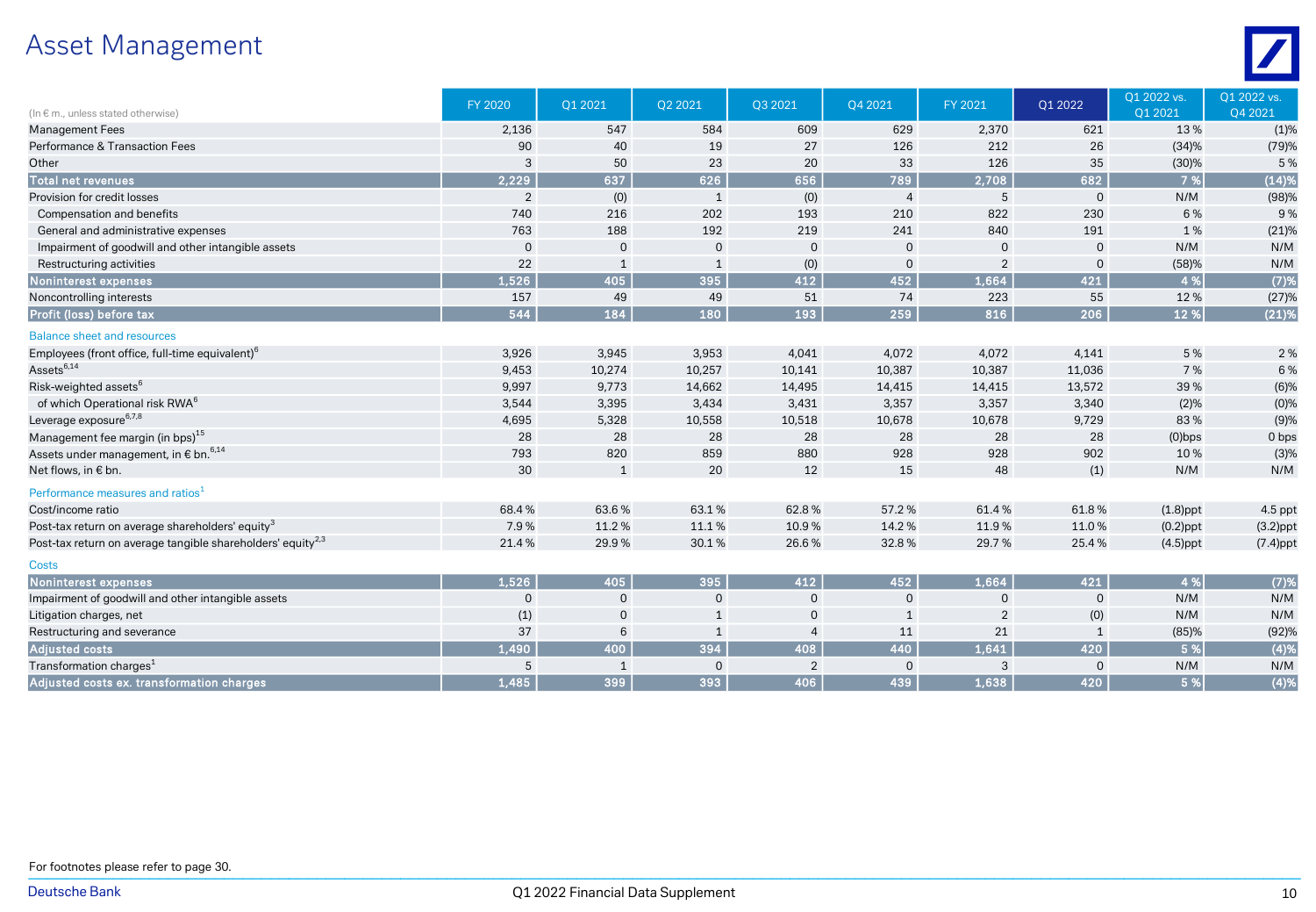# Asset Management

| (In € m., unless stated otherwise) | FY 2020 | Q1 2021 | Q2 2021 | Q3 2021 | Q4 2021 | FY 2021 | Q1 2022 | Q1 2022 vs. Q1 2021 | Q1 2022 vs. Q4 2021 |
|---|---|---|---|---|---|---|---|---|---|
| Management Fees | 2,136 | 547 | 584 | 609 | 629 | 2,370 | 621 | 13 % | (1)% |
| Performance & Transaction Fees | 90 | 40 | 19 | 27 | 126 | 212 | 26 | (34)% | (79)% |
| Other | 3 | 50 | 23 | 20 | 33 | 126 | 35 | (30)% | 5 % |
| **Total net revenues** | **2,229** | **637** | **626** | **656** | **789** | **2,708** | **682** | **7 %** | **(14)%** |
| Provision for credit losses | 2 | (0) | 1 | (0) | 4 | 5 | 0 | N/M | (98)% |
| Compensation and benefits | 740 | 216 | 202 | 193 | 210 | 822 | 230 | 6 % | 9 % |
| General and administrative expenses | 763 | 188 | 192 | 219 | 241 | 840 | 191 | 1 % | (21)% |
| Impairment of goodwill and other intangible assets | 0 | 0 | 0 | 0 | 0 | 0 | 0 | N/M | N/M |
| Restructuring activities | 22 | 1 | 1 | (0) | 0 | 2 | 0 | (58)% | N/M |
| **Noninterest expenses** | **1,526** | **405** | **395** | **412** | **452** | **1,664** | **421** | **4 %** | **(7)%** |
| Noncontrolling interests | 157 | 49 | 49 | 51 | 74 | 223 | 55 | 12 % | (27)% |
| **Profit (loss) before tax** | **544** | **184** | **180** | **193** | **259** | **816** | **206** | **12 %** | **(21)%** |
| Balance sheet and resources | | | | | | | | | |
| Employees (front office, full-time equivalent)[6] | 3,926 | 3,945 | 3,953 | 4,041 | 4,072 | 4,072 | 4,141 | 5 % | 2 % |
| Assets[6,14] | 9,453 | 10,274 | 10,257 | 10,141 | 10,387 | 10,387 | 11,036 | 7 % | 6 % |
| Risk-weighted assets[6] | 9,997 | 9,773 | 14,662 | 14,495 | 14,415 | 14,415 | 13,572 | 39 % | (6)% |
| of which Operational risk RWA[6] | 3,544 | 3,395 | 3,434 | 3,431 | 3,357 | 3,357 | 3,340 | (2)% | (0)% |
| Leverage exposure[6,7,8] | 4,695 | 5,328 | 10,558 | 10,518 | 10,678 | 10,678 | 9,729 | 83 % | (9)% |
| Management fee margin (in bps)[15] | 28 | 28 | 28 | 28 | 28 | 28 | 28 | (0)bps | 0 bps |
| Assets under management, in € bn.[6,14] | 793 | 820 | 859 | 880 | 928 | 928 | 902 | 10 % | (3)% |
| Net flows, in € bn. | 30 | 1 | 20 | 12 | 15 | 48 | (1) | N/M | N/M |
| Performance measures and ratios[1] | | | | | | | | | |
| Cost/income ratio | 68.4 % | 63.6 % | 63.1 % | 62.8 % | 57.2 % | 61.4 % | 61.8 % | (1.8)ppt | 4.5 ppt |
| Post-tax return on average shareholders' equity[3] | 7.9 % | 11.2 % | 11.1 % | 10.9 % | 14.2 % | 11.9 % | 11.0 % | (0.2)ppt | (3.2)ppt |
| Post-tax return on average tangible shareholders' equity[2,3] | 21.4 % | 29.9 % | 30.1 % | 26.6 % | 32.8 % | 29.7 % | 25.4 % | (4.5)ppt | (7.4)ppt |
| Costs | | | | | | | | | |
| **Noninterest expenses** | **1,526** | **405** | **395** | **412** | **452** | **1,664** | **421** | **4 %** | **(7)%** |
| Impairment of goodwill and other intangible assets | 0 | 0 | 0 | 0 | 0 | 0 | 0 | N/M | N/M |
| Litigation charges, net | (1) | 0 | 1 | 0 | 1 | 2 | (0) | N/M | N/M |
| Restructuring and severance | 37 | 6 | 1 | 4 | 11 | 21 | 1 | (85)% | (92)% |
| **Adjusted costs** | **1,490** | **400** | **394** | **408** | **440** | **1,641** | **420** | **5 %** | **(4)%** |
| Transformation charges[1] | 5 | 1 | 0 | 2 | 0 | 3 | 0 | N/M | N/M |
| **Adjusted costs ex. transformation charges** | **1,485** | **399** | **393** | **406** | **439** | **1,638** | **420** | **5 %** | **(4)%** |

For footnotes please refer to page 30.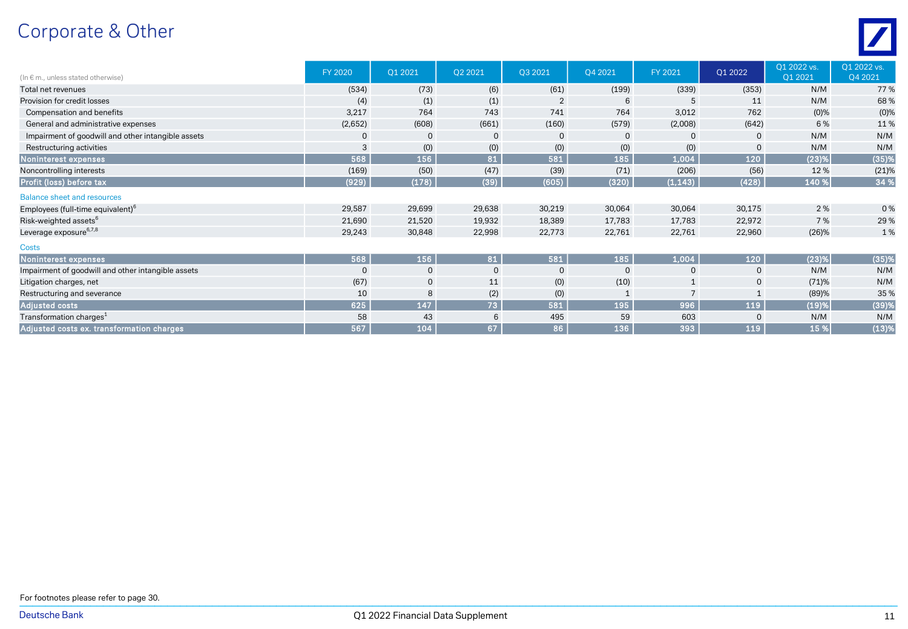# Corporate & Other

| (In € m., unless stated otherwise) | FY 2020 | Q1 2021 | Q2 2021 | Q3 2021 | Q4 2021 | FY 2021 | Q1 2022 | Q1 2022 vs. Q1 2021 | Q1 2022 vs. Q4 2021 |
|---|---|---|---|---|---|---|---|---|---|
| Total net revenues | (534) | (73) | (6) | (61) | (199) | (339) | (353) | N/M | 77 % |
| Provision for credit losses | (4) | (1) | (1) | 2 | 6 | 5 | 11 | N/M | 68 % |
| Compensation and benefits | 3,217 | 764 | 743 | 741 | 764 | 3,012 | 762 | (0)% | (0)% |
| General and administrative expenses | (2,652) | (608) | (661) | (160) | (579) | (2,008) | (642) | 6 % | 11 % |
| Impairment of goodwill and other intangible assets | 0 | 0 | 0 | 0 | 0 | 0 | 0 | N/M | N/M |
| Restructuring activities | 3 | (0) | (0) | (0) | (0) | (0) | 0 | N/M | N/M |
| **Noninterest expenses** | **568** | **156** | **81** | **581** | **185** | **1,004** | **120** | **(23)%** | **(35)%** |
| Noncontrolling interests | (169) | (50) | (47) | (39) | (71) | (206) | (56) | 12 % | (21)% |
| **Profit (loss) before tax** | **(929)** | **(178)** | **(39)** | **(605)** | **(320)** | **(1,143)** | **(428)** | **140 %** | **34 %** |
| Balance sheet and resources | | | | | | | | | |
| Employees (full-time equivalent)[6] | 29,587 | 29,699 | 29,638 | 30,219 | 30,064 | 30,064 | 30,175 | 2 % | 0 % |
| Risk-weighted assets[6] | 21,690 | 21,520 | 19,932 | 18,389 | 17,783 | 17,783 | 22,972 | 7 % | 29 % |
| Leverage exposure[6,7,8] | 29,243 | 30,848 | 22,998 | 22,773 | 22,761 | 22,761 | 22,960 | (26)% | 1 % |
| Costs | | | | | | | | | |
| **Noninterest expenses** | **568** | **156** | **81** | **581** | **185** | **1,004** | **120** | **(23)%** | **(35)%** |
| Impairment of goodwill and other intangible assets | 0 | 0 | 0 | 0 | 0 | 0 | 0 | N/M | N/M |
| Litigation charges, net | (67) | 0 | 11 | (0) | (10) | 1 | 0 | (71)% | N/M |
| Restructuring and severance | 10 | 8 | (2) | (0) | 1 | 7 | 1 | (89)% | 35 % |
| **Adjusted costs** | **625** | **147** | **73** | **581** | **195** | **996** | **119** | **(19)%** | **(39)%** |
| Transformation charges[1] | 58 | 43 | 6 | 495 | 59 | 603 | 0 | N/M | N/M |
| **Adjusted costs ex. transformation charges** | **567** | **104** | **67** | **86** | **136** | **393** | **119** | **15 %** | **(13)%** |

For footnotes please refer to page 30.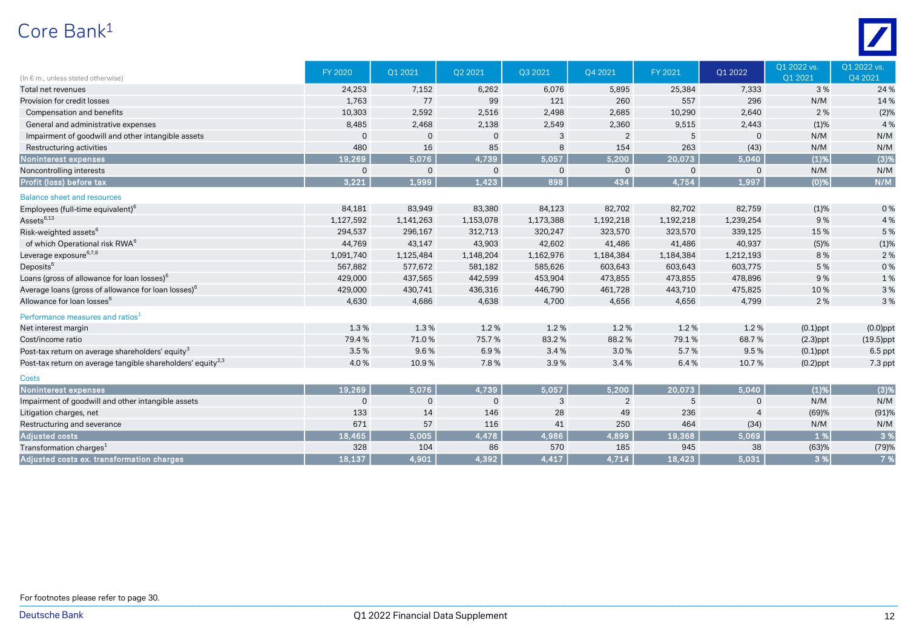# Core Bank[1]

| (In € m., unless stated otherwise) | FY 2020 | Q1 2021 | Q2 2021 | Q3 2021 | Q4 2021 | FY 2021 | Q1 2022 | Q1 2022 vs. Q1 2021 | Q1 2022 vs. Q4 2021 |
|---|---|---|---|---|---|---|---|---|---|
| Total net revenues | 24,253 | 7,152 | 6,262 | 6,076 | 5,895 | 25,384 | 7,333 | 3 % | 24 % |
| Provision for credit losses | 1,763 | 77 | 99 | 121 | 260 | 557 | 296 | N/M | 14 % |
| Compensation and benefits | 10,303 | 2,592 | 2,516 | 2,498 | 2,685 | 10,290 | 2,640 | 2 % | (2)% |
| General and administrative expenses | 8,485 | 2,468 | 2,138 | 2,549 | 2,360 | 9,515 | 2,443 | (1)% | 4 % |
| Impairment of goodwill and other intangible assets | 0 | 0 | 0 | 3 | 2 | 5 | 0 | N/M | N/M |
| Restructuring activities | 480 | 16 | 85 | 8 | 154 | 263 | (43) | N/M | N/M |
| **Noninterest expenses** | **19,269** | **5,076** | **4,739** | **5,057** | **5,200** | **20,073** | **5,040** | **(1)%** | **(3)%** |
| Noncontrolling interests | 0 | 0 | 0 | 0 | 0 | 0 | 0 | N/M | N/M |
| **Profit (loss) before tax** | **3,221** | **1,999** | **1,423** | **898** | **434** | **4,754** | **1,997** | **(0)%** | **N/M** |
| Balance sheet and resources | | | | | | | | | |
| Employees (full-time equivalent)[6] | 84,181 | 83,949 | 83,380 | 84,123 | 82,702 | 82,702 | 82,759 | (1)% | 0 % |
| Assets[6,13] | 1,127,592 | 1,141,263 | 1,153,078 | 1,173,388 | 1,192,218 | 1,192,218 | 1,239,254 | 9 % | 4 % |
| Risk-weighted assets[6] | 294,537 | 296,167 | 312,713 | 320,247 | 323,570 | 323,570 | 339,125 | 15 % | 5 % |
| of which Operational risk RWA[6] | 44,769 | 43,147 | 43,903 | 42,602 | 41,486 | 41,486 | 40,937 | (5)% | (1)% |
| Leverage exposure[6,7,8] | 1,091,740 | 1,125,484 | 1,148,204 | 1,162,976 | 1,184,384 | 1,184,384 | 1,212,193 | 8 % | 2 % |
| Deposits[6] | 567,882 | 577,672 | 581,182 | 585,626 | 603,643 | 603,643 | 603,775 | 5 % | 0 % |
| Loans (gross of allowance for loan losses)[6] | 429,000 | 437,565 | 442,599 | 453,904 | 473,855 | 473,855 | 478,896 | 9 % | 1 % |
| Average loans (gross of allowance for loan losses)[6] | 429,000 | 430,741 | 436,316 | 446,790 | 461,728 | 443,710 | 475,825 | 10 % | 3 % |
| Allowance for loan losses[6] | 4,630 | 4,686 | 4,638 | 4,700 | 4,656 | 4,656 | 4,799 | 2 % | 3 % |
| Performance measures and ratios[1] | | | | | | | | | |
| Net interest margin | 1.3 % | 1.3 % | 1.2 % | 1.2 % | 1.2 % | 1.2 % | 1.2 % | (0.1)ppt | (0.0)ppt |
| Cost/income ratio | 79.4 % | 71.0 % | 75.7 % | 83.2 % | 88.2 % | 79.1 % | 68.7 % | (2.3)ppt | (19.5)ppt |
| Post-tax return on average shareholders' equity[3] | 3.5 % | 9.6 % | 6.9 % | 3.4 % | 3.0 % | 5.7 % | 9.5 % | (0.1)ppt | 6.5 ppt |
| Post-tax return on average tangible shareholders' equity[2,3] | 4.0 % | 10.9 % | 7.8 % | 3.9 % | 3.4 % | 6.4 % | 10.7 % | (0.2)ppt | 7.3 ppt |
| Costs | | | | | | | | | |
| **Noninterest expenses** | **19,269** | **5,076** | **4,739** | **5,057** | **5,200** | **20,073** | **5,040** | **(1)%** | **(3)%** |
| Impairment of goodwill and other intangible assets | 0 | 0 | 0 | 3 | 2 | 5 | 0 | N/M | N/M |
| Litigation charges, net | 133 | 14 | 146 | 28 | 49 | 236 | 4 | (69)% | (91)% |
| Restructuring and severance | 671 | 57 | 116 | 41 | 250 | 464 | (34) | N/M | N/M |
| **Adjusted costs** | **18,465** | **5,005** | **4,478** | **4,986** | **4,899** | **19,368** | **5,069** | **1 %** | **3 %** |
| Transformation charges[1] | 328 | 104 | 86 | 570 | 185 | 945 | 38 | (63)% | (79)% |
| **Adjusted costs ex. transformation charges** | **18,137** | **4,901** | **4,392** | **4,417** | **4,714** | **18,423** | **5,031** | **3 %** | **7 %** |

For footnotes please refer to page 30.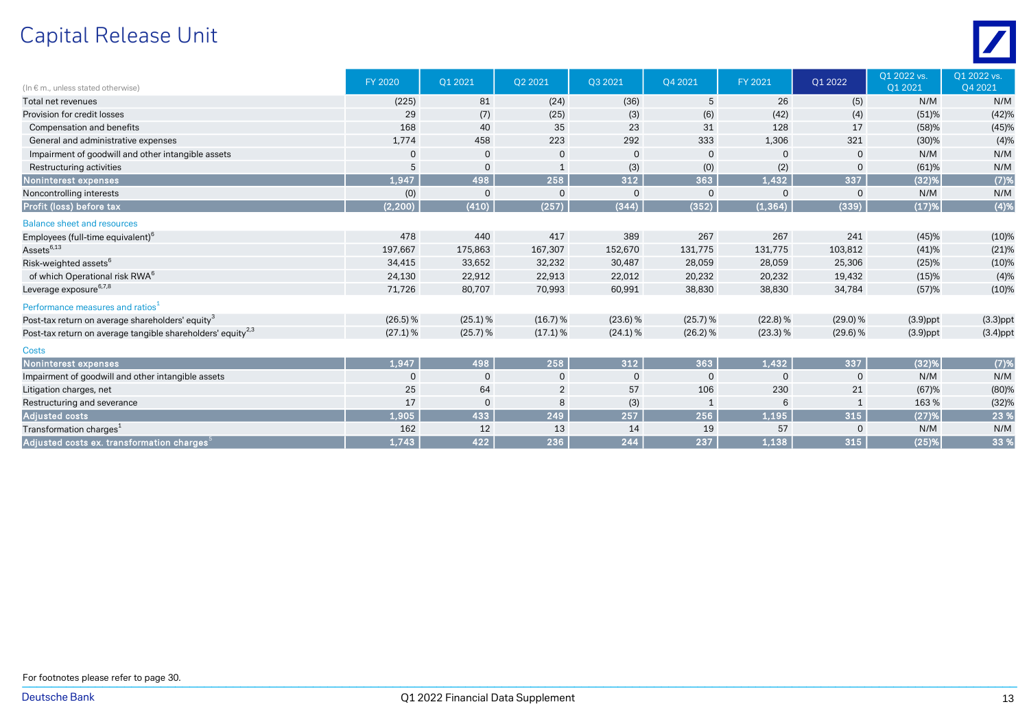# Capital Release Unit

| (In € m., unless stated otherwise) | FY 2020 | Q1 2021 | Q2 2021 | Q3 2021 | Q4 2021 | FY 2021 | Q1 2022 | Q1 2022 vs. Q1 2021 | Q1 2022 vs. Q4 2021 |
|---|---|---|---|---|---|---|---|---|---|
| Total net revenues | (225) | 81 | (24) | (36) | 5 | 26 | (5) | N/M | N/M |
| Provision for credit losses | 29 | (7) | (25) | (3) | (6) | (42) | (4) | (51)% | (42)% |
| Compensation and benefits | 168 | 40 | 35 | 23 | 31 | 128 | 17 | (58)% | (45)% |
| General and administrative expenses | 1,774 | 458 | 223 | 292 | 333 | 1,306 | 321 | (30)% | (4)% |
| Impairment of goodwill and other intangible assets | 0 | 0 | 0 | 0 | 0 | 0 | 0 | N/M | N/M |
| Restructuring activities | 5 | 0 | 1 | (3) | (0) | (2) | 0 | (61)% | N/M |
| **Noninterest expenses** | **1,947** | **498** | **258** | **312** | **363** | **1,432** | **337** | **(32)%** | **(7)%** |
| Noncontrolling interests | (0) | 0 | 0 | 0 | 0 | 0 | 0 | N/M | N/M |
| **Profit (loss) before tax** | **(2,200)** | **(410)** | **(257)** | **(344)** | **(352)** | **(1,364)** | **(339)** | **(17)%** | **(4)%** |
| Balance sheet and resources | | | | | | | | | |
| Employees (full-time equivalent)[6] | 478 | 440 | 417 | 389 | 267 | 267 | 241 | (45)% | (10)% |
| Assets[6,13] | 197,667 | 175,863 | 167,307 | 152,670 | 131,775 | 131,775 | 103,812 | (41)% | (21)% |
| Risk-weighted assets[6] | 34,415 | 33,652 | 32,232 | 30,487 | 28,059 | 28,059 | 25,306 | (25)% | (10)% |
| of which Operational risk RWA[6] | 24,130 | 22,912 | 22,913 | 22,012 | 20,232 | 20,232 | 19,432 | (15)% | (4)% |
| Leverage exposure[6,7,8] | 71,726 | 80,707 | 70,993 | 60,991 | 38,830 | 38,830 | 34,784 | (57)% | (10)% |
| Performance measures and ratios[1] | | | | | | | | | |
| Post-tax return on average shareholders' equity[3] | (26.5) % | (25.1) % | (16.7) % | (23.6) % | (25.7) % | (22.8) % | (29.0) % | (3.9)ppt | (3.3)ppt |
| Post-tax return on average tangible shareholders' equity[2,3] | (27.1) % | (25.7) % | (17.1) % | (24.1) % | (26.2) % | (23.3) % | (29.6) % | (3.9)ppt | (3.4)ppt |
| Costs | | | | | | | | | |
| **Noninterest expenses** | **1,947** | **498** | **258** | **312** | **363** | **1,432** | **337** | **(32)%** | **(7)%** |
| Impairment of goodwill and other intangible assets | 0 | 0 | 0 | 0 | 0 | 0 | 0 | N/M | N/M |
| Litigation charges, net | 25 | 64 | 2 | 57 | 106 | 230 | 21 | (67)% | (80)% |
| Restructuring and severance | 17 | 0 | 8 | (3) | 1 | 6 | 1 | 163 % | (32)% |
| **Adjusted costs** | **1,905** | **433** | **249** | **257** | **256** | **1,195** | **315** | **(27)%** | **23 %** |
| Transformation charges[1] | 162 | 12 | 13 | 14 | 19 | 57 | 0 | N/M | N/M |
| **Adjusted costs ex. transformation charges[5]** | **1,743** | **422** | **236** | **244** | **237** | **1,138** | **315** | **(25)%** | **33 %** |

For footnotes please refer to page 30.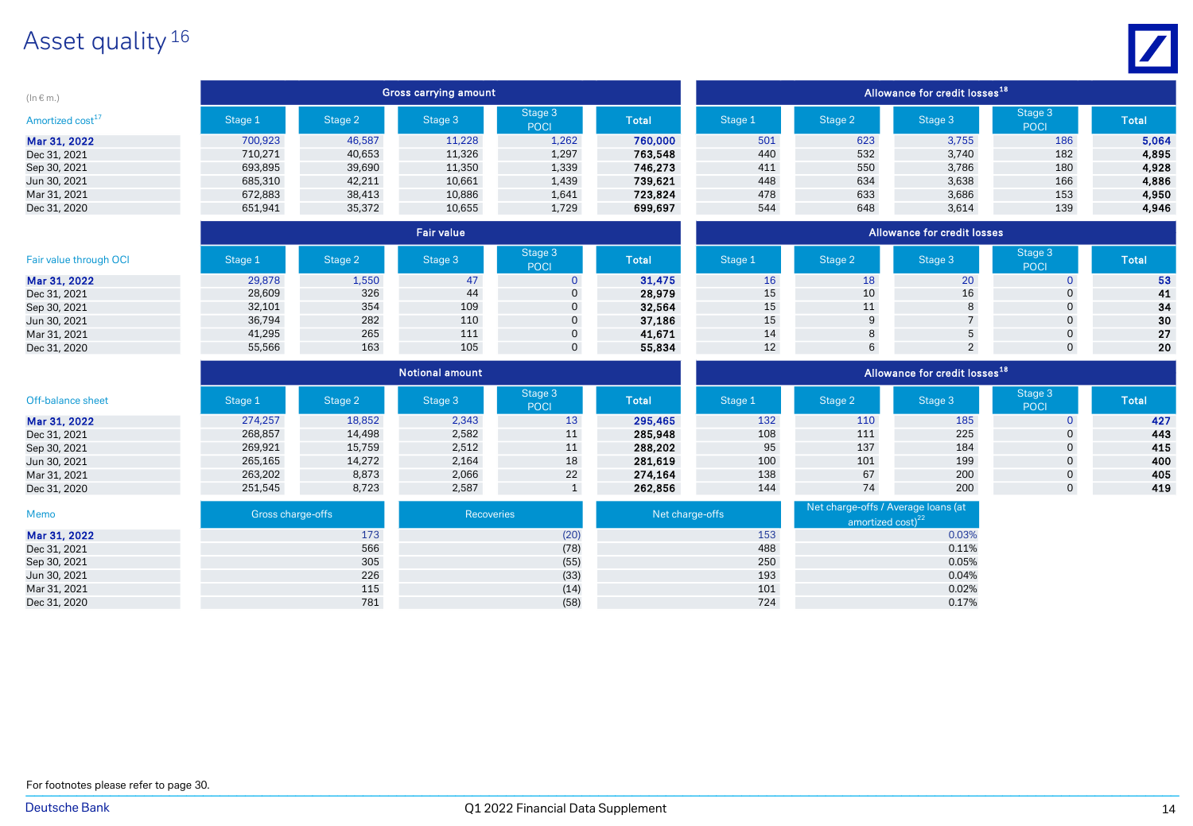# Asset quality [16]

(In € m.)

| Amortized cost[17] | Gross carrying amount | | | | | Allowance for credit losses[18] | | | | |
|---|---|---|---|---|---|---|---|---|---|---|
| | Stage 1 | Stage 2 | Stage 3 | Stage 3 POCI | Total | Stage 1 | Stage 2 | Stage 3 | Stage 3 POCI | Total |
| **Mar 31, 2022** | 700,923 | 46,587 | 11,228 | 1,262 | **760,000** | 501 | 623 | 3,755 | 186 | **5,064** |
| Dec 31, 2021 | 710,271 | 40,653 | 11,326 | 1,297 | **763,548** | 440 | 532 | 3,740 | 182 | **4,895** |
| Sep 30, 2021 | 693,895 | 39,690 | 11,350 | 1,339 | **746,273** | 411 | 550 | 3,786 | 180 | **4,928** |
| Jun 30, 2021 | 685,310 | 42,211 | 10,661 | 1,439 | **739,621** | 448 | 634 | 3,638 | 166 | **4,886** |
| Mar 31, 2021 | 672,883 | 38,413 | 10,886 | 1,641 | **723,824** | 478 | 633 | 3,686 | 153 | **4,950** |
| Dec 31, 2020 | 651,941 | 35,372 | 10,655 | 1,729 | **699,697** | 544 | 648 | 3,614 | 139 | **4,946** |

| Fair value through OCI | Fair value | | | | | Allowance for credit losses | | | | |
|---|---|---|---|---|---|---|---|---|---|---|
| | Stage 1 | Stage 2 | Stage 3 | Stage 3 POCI | Total | Stage 1 | Stage 2 | Stage 3 | Stage 3 POCI | Total |
| **Mar 31, 2022** | 29,878 | 1,550 | 47 | 0 | **31,475** | 16 | 18 | 20 | 0 | **53** |
| Dec 31, 2021 | 28,609 | 326 | 44 | 0 | **28,979** | 15 | 10 | 16 | 0 | **41** |
| Sep 30, 2021 | 32,101 | 354 | 109 | 0 | **32,564** | 15 | 11 | 8 | 0 | **34** |
| Jun 30, 2021 | 36,794 | 282 | 110 | 0 | **37,186** | 15 | 9 | 7 | 0 | **30** |
| Mar 31, 2021 | 41,295 | 265 | 111 | 0 | **41,671** | 14 | 8 | 5 | 0 | **27** |
| Dec 31, 2020 | 55,566 | 163 | 105 | 0 | **55,834** | 12 | 6 | 2 | 0 | **20** |

| Off-balance sheet | Notional amount | | | | | Allowance for credit losses[18] | | | | |
|---|---|---|---|---|---|---|---|---|---|---|
| | Stage 1 | Stage 2 | Stage 3 | Stage 3 POCI | Total | Stage 1 | Stage 2 | Stage 3 | Stage 3 POCI | Total |
| **Mar 31, 2022** | 274,257 | 18,852 | 2,343 | 13 | **295,465** | 132 | 110 | 185 | 0 | **427** |
| Dec 31, 2021 | 268,857 | 14,498 | 2,582 | 11 | **285,948** | 108 | 111 | 225 | 0 | **443** |
| Sep 30, 2021 | 269,921 | 15,759 | 2,512 | 11 | **288,202** | 95 | 137 | 184 | 0 | **415** |
| Jun 30, 2021 | 265,165 | 14,272 | 2,164 | 18 | **281,619** | 100 | 101 | 199 | 0 | **400** |
| Mar 31, 2021 | 263,202 | 8,873 | 2,066 | 22 | **274,164** | 138 | 67 | 200 | 0 | **405** |
| Dec 31, 2020 | 251,545 | 8,723 | 2,587 | 1 | **262,856** | 144 | 74 | 200 | 0 | **419** |

| Memo | Gross charge-offs | Recoveries | Net charge-offs | Net charge-offs / Average loans (at amortized cost)[22] |
|---|---|---|---|---|
| **Mar 31, 2022** | 173 | (20) | 153 | 0.03% |
| Dec 31, 2021 | 566 | (78) | 488 | 0.11% |
| Sep 30, 2021 | 305 | (55) | 250 | 0.05% |
| Jun 30, 2021 | 226 | (33) | 193 | 0.04% |
| Mar 31, 2021 | 115 | (14) | 101 | 0.02% |
| Dec 31, 2020 | 781 | (58) | 724 | 0.17% |

For footnotes please refer to page 30.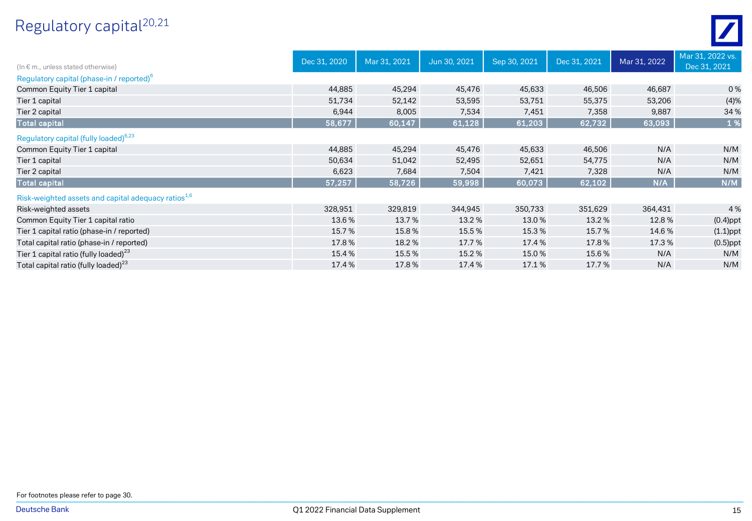# Regulatory capital[20,21]

| (In € m., unless stated otherwise) | Dec 31, 2020 | Mar 31, 2021 | Jun 30, 2021 | Sep 30, 2021 | Dec 31, 2021 | Mar 31, 2022 | Mar 31, 2022 vs. Dec 31, 2021 |
|---|---|---|---|---|---|---|---|
| Regulatory capital (phase-in / reported)[6] | | | | | | | |
| Common Equity Tier 1 capital | 44,885 | 45,294 | 45,476 | 45,633 | 46,506 | 46,687 | 0 % |
| Tier 1 capital | 51,734 | 52,142 | 53,595 | 53,751 | 55,375 | 53,206 | (4)% |
| Tier 2 capital | 6,944 | 8,005 | 7,534 | 7,451 | 7,358 | 9,887 | 34 % |
| **Total capital** | **58,677** | **60,147** | **61,128** | **61,203** | **62,732** | **63,093** | **1 %** |
| Regulatory capital (fully loaded)[6,23] | | | | | | | |
| Common Equity Tier 1 capital | 44,885 | 45,294 | 45,476 | 45,633 | 46,506 | N/A | N/M |
| Tier 1 capital | 50,634 | 51,042 | 52,495 | 52,651 | 54,775 | N/A | N/M |
| Tier 2 capital | 6,623 | 7,684 | 7,504 | 7,421 | 7,328 | N/A | N/M |
| **Total capital** | **57,257** | **58,726** | **59,998** | **60,073** | **62,102** | **N/A** | **N/M** |
| Risk-weighted assets and capital adequacy ratios[1,6] | | | | | | | |
| Risk-weighted assets | 328,951 | 329,819 | 344,945 | 350,733 | 351,629 | 364,431 | 4 % |
| Common Equity Tier 1 capital ratio | 13.6 % | 13.7 % | 13.2 % | 13.0 % | 13.2 % | 12.8 % | (0.4)ppt |
| Tier 1 capital ratio (phase-in / reported) | 15.7 % | 15.8 % | 15.5 % | 15.3 % | 15.7 % | 14.6 % | (1.1)ppt |
| Total capital ratio (phase-in / reported) | 17.8 % | 18.2 % | 17.7 % | 17.4 % | 17.8 % | 17.3 % | (0.5)ppt |
| Tier 1 capital ratio (fully loaded)[23] | 15.4 % | 15.5 % | 15.2 % | 15.0 % | 15.6 % | N/A | N/M |
| Total capital ratio (fully loaded)[23] | 17.4 % | 17.8 % | 17.4 % | 17.1 % | 17.7 % | N/A | N/M |

For footnotes please refer to page 30.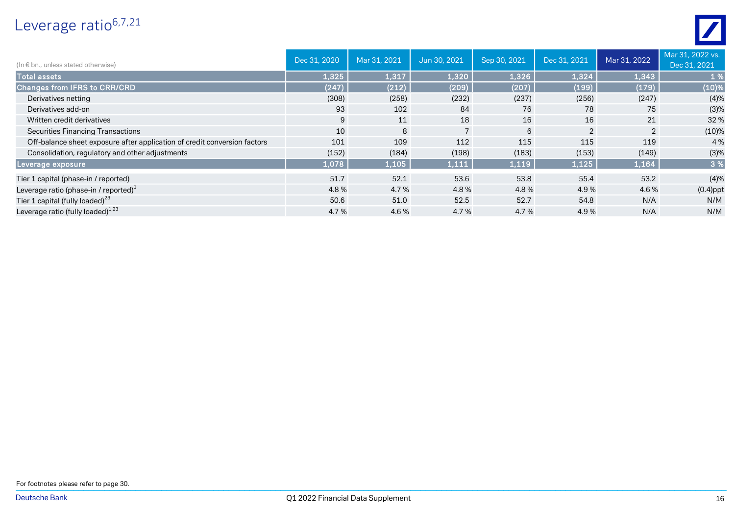# Leverage ratio[6,7,21]

| (In € bn., unless stated otherwise) | Dec 31, 2020 | Mar 31, 2021 | Jun 30, 2021 | Sep 30, 2021 | Dec 31, 2021 | Mar 31, 2022 | Mar 31, 2022 vs. Dec 31, 2021 |
|---|---|---|---|---|---|---|---|
| **Total assets** | **1,325** | **1,317** | **1,320** | **1,326** | **1,324** | **1,343** | **1 %** |
| **Changes from IFRS to CRR/CRD** | **(247)** | **(212)** | **(209)** | **(207)** | **(199)** | **(179)** | **(10)%** |
| Derivatives netting | (308) | (258) | (232) | (237) | (256) | (247) | (4)% |
| Derivatives add-on | 93 | 102 | 84 | 76 | 78 | 75 | (3)% |
| Written credit derivatives | 9 | 11 | 18 | 16 | 16 | 21 | 32 % |
| Securities Financing Transactions | 10 | 8 | 7 | 6 | 2 | 2 | (10)% |
| Off-balance sheet exposure after application of credit conversion factors | 101 | 109 | 112 | 115 | 115 | 119 | 4 % |
| Consolidation, regulatory and other adjustments | (152) | (184) | (198) | (183) | (153) | (149) | (3)% |
| **Leverage exposure** | **1,078** | **1,105** | **1,111** | **1,119** | **1,125** | **1,164** | **3 %** |
| Tier 1 capital (phase-in / reported) | 51.7 | 52.1 | 53.6 | 53.8 | 55.4 | 53.2 | (4)% |
| Leverage ratio (phase-in / reported)[1] | 4.8 % | 4.7 % | 4.8 % | 4.8 % | 4.9 % | 4.6 % | (0.4)ppt |
| Tier 1 capital (fully loaded)[23] | 50.6 | 51.0 | 52.5 | 52.7 | 54.8 | N/A | N/M |
| Leverage ratio (fully loaded)[1,23] | 4.7 % | 4.6 % | 4.7 % | 4.7 % | 4.9 % | N/A | N/M |

For footnotes please refer to page 30.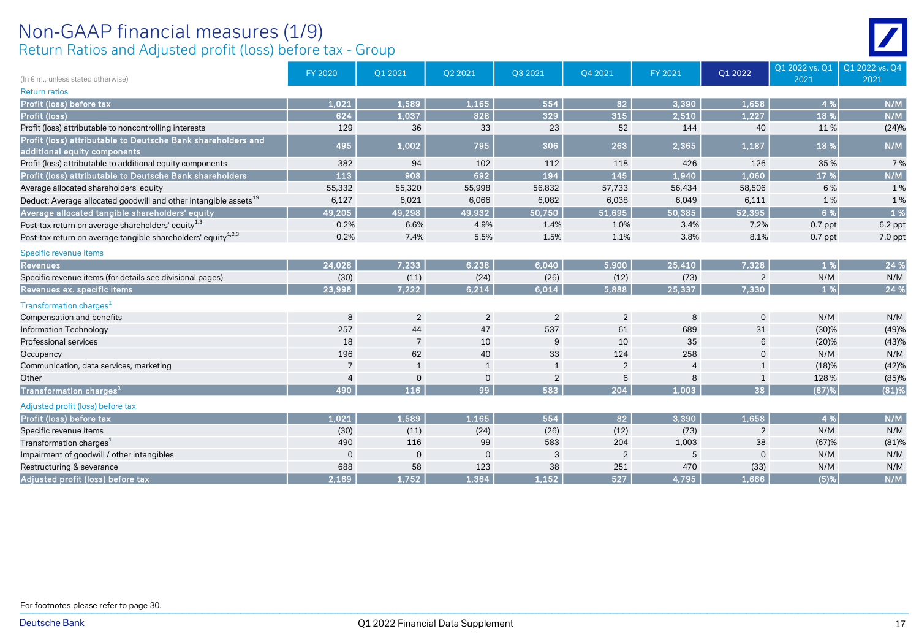# Non-GAAP financial measures (1/9)

## Return Ratios and Adjusted profit (loss) before tax - Group

| (In € m., unless stated otherwise) | FY 2020 | Q1 2021 | Q2 2021 | Q3 2021 | Q4 2021 | FY 2021 | Q1 2022 | Q1 2022 vs. Q1 2021 | Q1 2022 vs. Q4 2021 |
|---|---|---|---|---|---|---|---|---|---|
| **Return ratios** | | | | | | | | | |
| **Profit (loss) before tax** | 1,021 | 1,589 | 1,165 | 554 | 82 | 3,390 | 1,658 | 4 % | N/M |
| **Profit (loss)** | 624 | 1,037 | 828 | 329 | 315 | 2,510 | 1,227 | 18 % | N/M |
| Profit (loss) attributable to noncontrolling interests | 129 | 36 | 33 | 23 | 52 | 144 | 40 | 11 % | (24)% |
| **Profit (loss) attributable to Deutsche Bank shareholders and additional equity components** | 495 | 1,002 | 795 | 306 | 263 | 2,365 | 1,187 | 18 % | N/M |
| Profit (loss) attributable to additional equity components | 382 | 94 | 102 | 112 | 118 | 426 | 126 | 35 % | 7 % |
| **Profit (loss) attributable to Deutsche Bank shareholders** | 113 | 908 | 692 | 194 | 145 | 1,940 | 1,060 | 17 % | N/M |
| Average allocated shareholders' equity | 55,332 | 55,320 | 55,998 | 56,832 | 57,733 | 56,434 | 58,506 | 6 % | 1 % |
| Deduct: Average allocated goodwill and other intangible assets[19] | 6,127 | 6,021 | 6,066 | 6,082 | 6,038 | 6,049 | 6,111 | 1 % | 1 % |
| **Average allocated tangible shareholders' equity** | 49,205 | 49,298 | 49,932 | 50,750 | 51,695 | 50,385 | 52,395 | 6 % | 1 % |
| Post-tax return on average shareholders' equity[1,3] | 0.2% | 6.6% | 4.9% | 1.4% | 1.0% | 3.4% | 7.2% | 0.7 ppt | 6.2 ppt |
| Post-tax return on average tangible shareholders' equity[1,2,3] | 0.2% | 7.4% | 5.5% | 1.5% | 1.1% | 3.8% | 8.1% | 0.7 ppt | 7.0 ppt |
| **Specific revenue items** | | | | | | | | | |
| **Revenues** | 24,028 | 7,233 | 6,238 | 6,040 | 5,900 | 25,410 | 7,328 | 1 % | 24 % |
| Specific revenue items (for details see divisional pages) | (30) | (11) | (24) | (26) | (12) | (73) | 2 | N/M | N/M |
| **Revenues ex. specific items** | 23,998 | 7,222 | 6,214 | 6,014 | 5,888 | 25,337 | 7,330 | 1 % | 24 % |
| **Transformation charges[1]** | | | | | | | | | |
| Compensation and benefits | 8 | 2 | 2 | 2 | 2 | 8 | 0 | N/M | N/M |
| Information Technology | 257 | 44 | 47 | 537 | 61 | 689 | 31 | (30)% | (49)% |
| Professional services | 18 | 7 | 10 | 9 | 10 | 35 | 6 | (20)% | (43)% |
| Occupancy | 196 | 62 | 40 | 33 | 124 | 258 | 0 | N/M | N/M |
| Communication, data services, marketing | 7 | 1 | 1 | 1 | 2 | 4 | 1 | (18)% | (42)% |
| Other | 4 | 0 | 0 | 2 | 6 | 8 | 1 | 128 % | (85)% |
| **Transformation charges[1]** | 490 | 116 | 99 | 583 | 204 | 1,003 | 38 | (67)% | (81)% |
| **Adjusted profit (loss) before tax** | | | | | | | | | |
| **Profit (loss) before tax** | 1,021 | 1,589 | 1,165 | 554 | 82 | 3,390 | 1,658 | 4 % | N/M |
| Specific revenue items | (30) | (11) | (24) | (26) | (12) | (73) | 2 | N/M | N/M |
| Transformation charges[1] | 490 | 116 | 99 | 583 | 204 | 1,003 | 38 | (67)% | (81)% |
| Impairment of goodwill / other intangibles | 0 | 0 | 0 | 3 | 2 | 5 | 0 | N/M | N/M |
| Restructuring & severance | 688 | 58 | 123 | 38 | 251 | 470 | (33) | N/M | N/M |
| **Adjusted profit (loss) before tax** | 2,169 | 1,752 | 1,364 | 1,152 | 527 | 4,795 | 1,666 | (5)% | N/M |

For footnotes please refer to page 30.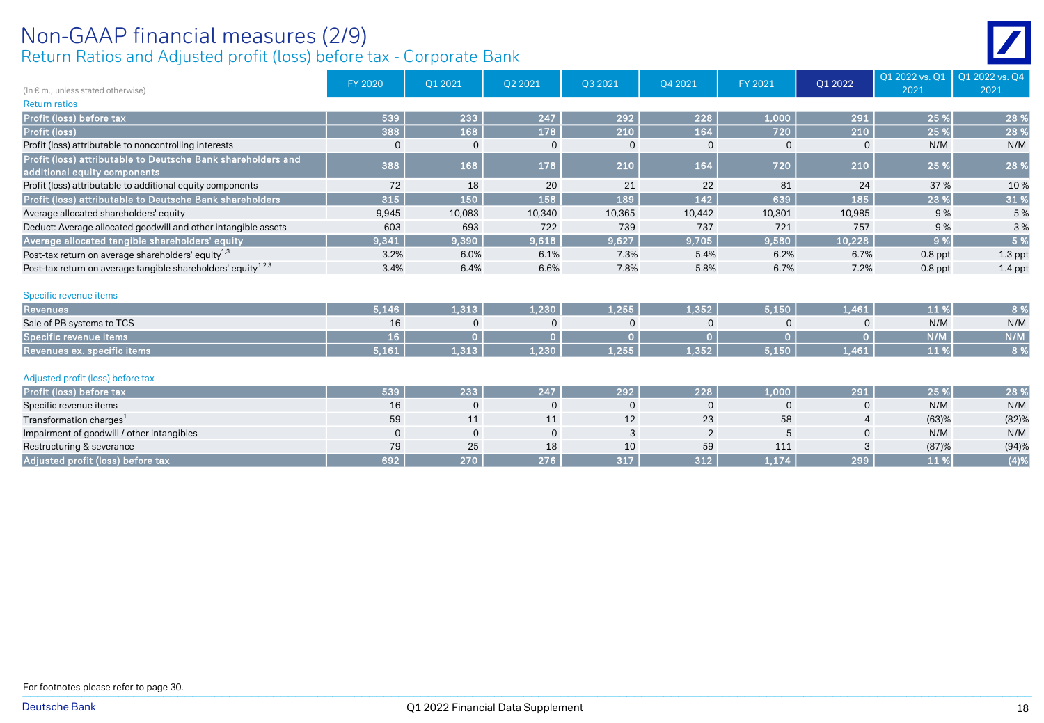# Non-GAAP financial measures (2/9)

## Return Ratios and Adjusted profit (loss) before tax - Corporate Bank

| (In € m., unless stated otherwise) | FY 2020 | Q1 2021 | Q2 2021 | Q3 2021 | Q4 2021 | FY 2021 | Q1 2022 | Q1 2022 vs. Q1 2021 | Q1 2022 vs. Q4 2021 |
|---|---|---|---|---|---|---|---|---|---|
| Return ratios | | | | | | | | | |
| **Profit (loss) before tax** | 539 | 233 | 247 | 292 | 228 | 1,000 | 291 | 25 % | 28 % |
| **Profit (loss)** | 388 | 168 | 178 | 210 | 164 | 720 | 210 | 25 % | 28 % |
| Profit (loss) attributable to noncontrolling interests | 0 | 0 | 0 | 0 | 0 | 0 | 0 | N/M | N/M |
| **Profit (loss) attributable to Deutsche Bank shareholders and additional equity components** | 388 | 168 | 178 | 210 | 164 | 720 | 210 | 25 % | 28 % |
| Profit (loss) attributable to additional equity components | 72 | 18 | 20 | 21 | 22 | 81 | 24 | 37 % | 10 % |
| **Profit (loss) attributable to Deutsche Bank shareholders** | 315 | 150 | 158 | 189 | 142 | 639 | 185 | 23 % | 31 % |
| Average allocated shareholders' equity | 9,945 | 10,083 | 10,340 | 10,365 | 10,442 | 10,301 | 10,985 | 9 % | 5 % |
| Deduct: Average allocated goodwill and other intangible assets | 603 | 693 | 722 | 739 | 737 | 721 | 757 | 9 % | 3 % |
| **Average allocated tangible shareholders' equity** | 9,341 | 9,390 | 9,618 | 9,627 | 9,705 | 9,580 | 10,228 | 9 % | 5 % |
| Post-tax return on average shareholders' equity[1,3] | 3.2% | 6.0% | 6.1% | 7.3% | 5.4% | 6.2% | 6.7% | 0.8 ppt | 1.3 ppt |
| Post-tax return on average tangible shareholders' equity[1,2,3] | 3.4% | 6.4% | 6.6% | 7.8% | 5.8% | 6.7% | 7.2% | 0.8 ppt | 1.4 ppt |
| Specific revenue items | | | | | | | | | |
| **Revenues** | 5,146 | 1,313 | 1,230 | 1,255 | 1,352 | 5,150 | 1,461 | 11 % | 8 % |
| Sale of PB systems to TCS | 16 | 0 | 0 | 0 | 0 | 0 | 0 | N/M | N/M |
| **Specific revenue items** | 16 | 0 | 0 | 0 | 0 | 0 | 0 | N/M | N/M |
| **Revenues ex. specific items** | 5,161 | 1,313 | 1,230 | 1,255 | 1,352 | 5,150 | 1,461 | 11 % | 8 % |
| Adjusted profit (loss) before tax | | | | | | | | | |
| **Profit (loss) before tax** | 539 | 233 | 247 | 292 | 228 | 1,000 | 291 | 25 % | 28 % |
| Specific revenue items | 16 | 0 | 0 | 0 | 0 | 0 | 0 | N/M | N/M |
| Transformation charges[1] | 59 | 11 | 11 | 12 | 23 | 58 | 4 | (63)% | (82)% |
| Impairment of goodwill / other intangibles | 0 | 0 | 0 | 3 | 2 | 5 | 0 | N/M | N/M |
| Restructuring & severance | 79 | 25 | 18 | 10 | 59 | 111 | 3 | (87)% | (94)% |
| **Adjusted profit (loss) before tax** | 692 | 270 | 276 | 317 | 312 | 1,174 | 299 | 11 % | (4)% |

For footnotes please refer to page 30.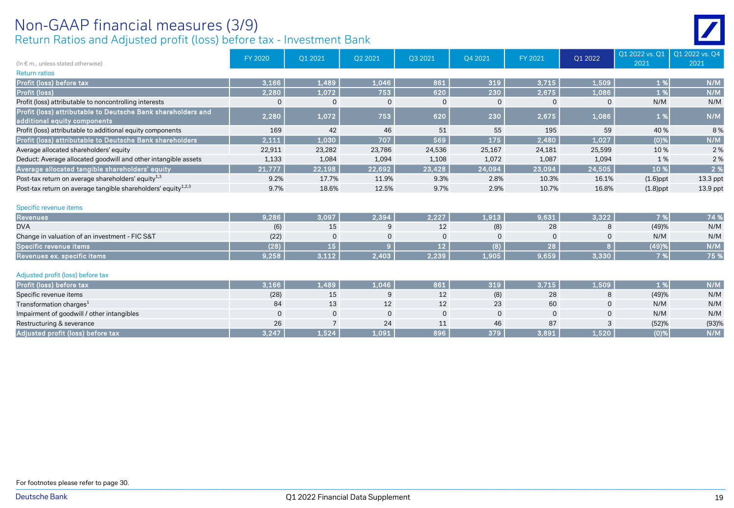# Non-GAAP financial measures (3/9)

## Return Ratios and Adjusted profit (loss) before tax - Investment Bank

| (In € m., unless stated otherwise) | FY 2020 | Q1 2021 | Q2 2021 | Q3 2021 | Q4 2021 | FY 2021 | Q1 2022 | Q1 2022 vs. Q1 2021 | Q1 2022 vs. Q4 2021 |
|---|---|---|---|---|---|---|---|---|---|
| **Return ratios** | | | | | | | | | |
| **Profit (loss) before tax** | 3,166 | 1,489 | 1,046 | 861 | 319 | 3,715 | 1,509 | 1 % | N/M |
| **Profit (loss)** | 2,280 | 1,072 | 753 | 620 | 230 | 2,675 | 1,086 | 1 % | N/M |
| Profit (loss) attributable to noncontrolling interests | 0 | 0 | 0 | 0 | 0 | 0 | 0 | N/M | N/M |
| **Profit (loss) attributable to Deutsche Bank shareholders and additional equity components** | 2,280 | 1,072 | 753 | 620 | 230 | 2,675 | 1,086 | 1 % | N/M |
| Profit (loss) attributable to additional equity components | 169 | 42 | 46 | 51 | 55 | 195 | 59 | 40 % | 8 % |
| **Profit (loss) attributable to Deutsche Bank shareholders** | 2,111 | 1,030 | 707 | 569 | 175 | 2,480 | 1,027 | (0)% | N/M |
| Average allocated shareholders' equity | 22,911 | 23,282 | 23,786 | 24,536 | 25,167 | 24,181 | 25,599 | 10 % | 2 % |
| Deduct: Average allocated goodwill and other intangible assets | 1,133 | 1,084 | 1,094 | 1,108 | 1,072 | 1,087 | 1,094 | 1 % | 2 % |
| **Average allocated tangible shareholders' equity** | 21,777 | 22,198 | 22,692 | 23,428 | 24,094 | 23,094 | 24,505 | 10 % | 2 % |
| Post-tax return on average shareholders' equity[1,3] | 9.2% | 17.7% | 11.9% | 9.3% | 2.8% | 10.3% | 16.1% | (1.6)ppt | 13.3 ppt |
| Post-tax return on average tangible shareholders' equity[1,2,3] | 9.7% | 18.6% | 12.5% | 9.7% | 2.9% | 10.7% | 16.8% | (1.8)ppt | 13.9 ppt |
| **Specific revenue items** | | | | | | | | | |
| **Revenues** | 9,286 | 3,097 | 2,394 | 2,227 | 1,913 | 9,631 | 3,322 | 7 % | 74 % |
| DVA | (6) | 15 | 9 | 12 | (8) | 28 | 8 | (49)% | N/M |
| Change in valuation of an investment - FIC S&T | (22) | 0 | 0 | 0 | 0 | 0 | 0 | N/M | N/M |
| **Specific revenue items** | (28) | 15 | 9 | 12 | (8) | 28 | 8 | (49)% | N/M |
| **Revenues ex. specific items** | 9,258 | 3,112 | 2,403 | 2,239 | 1,905 | 9,659 | 3,330 | 7 % | 75 % |
| **Adjusted profit (loss) before tax** | | | | | | | | | |
| **Profit (loss) before tax** | 3,166 | 1,489 | 1,046 | 861 | 319 | 3,715 | 1,509 | 1 % | N/M |
| Specific revenue items | (28) | 15 | 9 | 12 | (8) | 28 | 8 | (49)% | N/M |
| Transformation charges[1] | 84 | 13 | 12 | 12 | 23 | 60 | 0 | N/M | N/M |
| Impairment of goodwill / other intangibles | 0 | 0 | 0 | 0 | 0 | 0 | 0 | N/M | N/M |
| Restructuring & severance | 26 | 7 | 24 | 11 | 46 | 87 | 3 | (52)% | (93)% |
| **Adjusted profit (loss) before tax** | 3,247 | 1,524 | 1,091 | 896 | 379 | 3,891 | 1,520 | (0)% | N/M |

For footnotes please refer to page 30.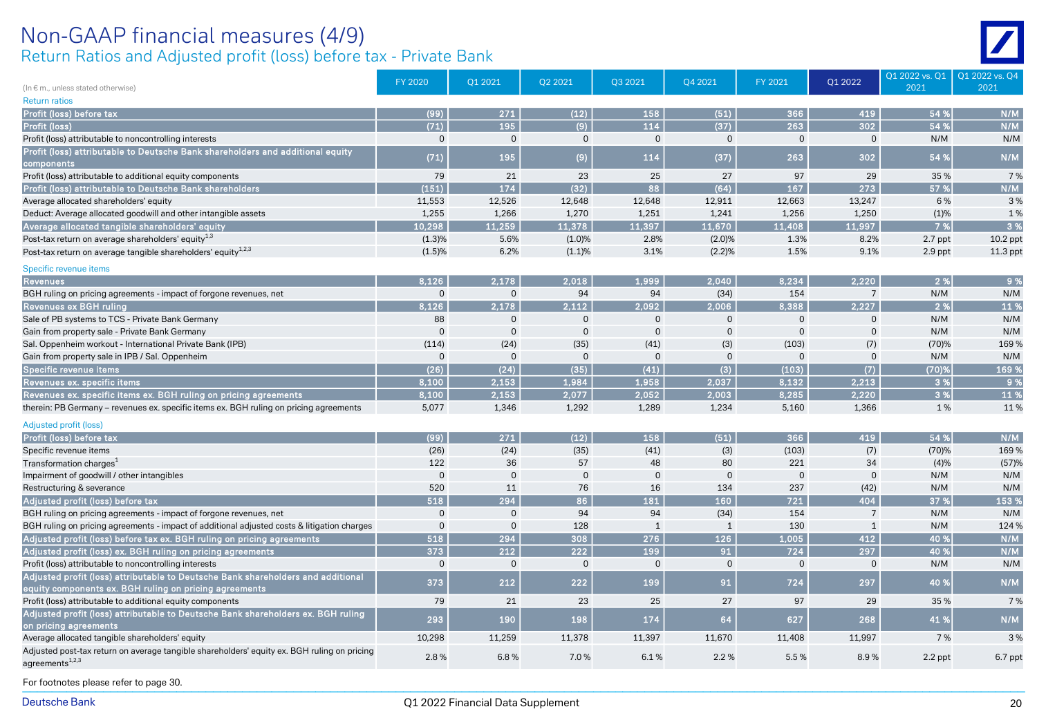# Non-GAAP financial measures (4/9)

## Return Ratios and Adjusted profit (loss) before tax - Private Bank

| (In € m., unless stated otherwise) | FY 2020 | Q1 2021 | Q2 2021 | Q3 2021 | Q4 2021 | FY 2021 | Q1 2022 | Q1 2022 vs. Q1 2021 | Q1 2022 vs. Q4 2021 |
|---|---|---|---|---|---|---|---|---|---|
| **Return ratios** | | | | | | | | | |
| **Profit (loss) before tax** | (99) | 271 | (12) | 158 | (51) | 366 | 419 | 54 % | N/M |
| **Profit (loss)** | (71) | 195 | (9) | 114 | (37) | 263 | 302 | 54 % | N/M |
| Profit (loss) attributable to noncontrolling interests | 0 | 0 | 0 | 0 | 0 | 0 | 0 | N/M | N/M |
| **Profit (loss) attributable to Deutsche Bank shareholders and additional equity components** | (71) | 195 | (9) | 114 | (37) | 263 | 302 | 54 % | N/M |
| Profit (loss) attributable to additional equity components | 79 | 21 | 23 | 25 | 27 | 97 | 29 | 35 % | 7 % |
| **Profit (loss) attributable to Deutsche Bank shareholders** | (151) | 174 | (32) | 88 | (64) | 167 | 273 | 57 % | N/M |
| Average allocated shareholders' equity | 11,553 | 12,526 | 12,648 | 12,648 | 12,911 | 12,663 | 13,247 | 6 % | 3 % |
| Deduct: Average allocated goodwill and other intangible assets | 1,255 | 1,266 | 1,270 | 1,251 | 1,241 | 1,256 | 1,250 | (1)% | 1 % |
| **Average allocated tangible shareholders' equity** | 10,298 | 11,259 | 11,378 | 11,397 | 11,670 | 11,408 | 11,997 | 7 % | 3 % |
| Post-tax return on average shareholders' equity[1,3] | (1.3)% | 5.6% | (1.0)% | 2.8% | (2.0)% | 1.3% | 8.2% | 2.7 ppt | 10.2 ppt |
| Post-tax return on average tangible shareholders' equity[1,2,3] | (1.5)% | 6.2% | (1.1)% | 3.1% | (2.2)% | 1.5% | 9.1% | 2.9 ppt | 11.3 ppt |
| **Specific revenue items** | | | | | | | | | |
| **Revenues** | 8,126 | 2,178 | 2,018 | 1,999 | 2,040 | 8,234 | 2,220 | 2 % | 9 % |
| BGH ruling on pricing agreements - impact of forgone revenues, net | 0 | 0 | 94 | 94 | (34) | 154 | 7 | N/M | N/M |
| **Revenues ex BGH ruling** | 8,126 | 2,178 | 2,112 | 2,092 | 2,006 | 8,388 | 2,227 | 2 % | 11 % |
| Sale of PB systems to TCS - Private Bank Germany | 88 | 0 | 0 | 0 | 0 | 0 | 0 | N/M | N/M |
| Gain from property sale - Private Bank Germany | 0 | 0 | 0 | 0 | 0 | 0 | 0 | N/M | N/M |
| Sal. Oppenheim workout - International Private Bank (IPB) | (114) | (24) | (35) | (41) | (3) | (103) | (7) | (70)% | 169 % |
| Gain from property sale in IPB / Sal. Oppenheim | 0 | 0 | 0 | 0 | 0 | 0 | 0 | N/M | N/M |
| **Specific revenue items** | (26) | (24) | (35) | (41) | (3) | (103) | (7) | (70)% | 169 % |
| **Revenues ex. specific items** | 8,100 | 2,153 | 1,984 | 1,958 | 2,037 | 8,132 | 2,213 | 3 % | 9 % |
| **Revenues ex. specific items ex. BGH ruling on pricing agreements** | 8,100 | 2,153 | 2,077 | 2,052 | 2,003 | 8,285 | 2,220 | 3 % | 11 % |
| therein: PB Germany – revenues ex. specific items ex. BGH ruling on pricing agreements | 5,077 | 1,346 | 1,292 | 1,289 | 1,234 | 5,160 | 1,366 | 1 % | 11 % |
| **Adjusted profit (loss)** | | | | | | | | | |
| **Profit (loss) before tax** | (99) | 271 | (12) | 158 | (51) | 366 | 419 | 54 % | N/M |
| Specific revenue items | (26) | (24) | (35) | (41) | (3) | (103) | (7) | (70)% | 169 % |
| Transformation charges[1] | 122 | 36 | 57 | 48 | 80 | 221 | 34 | (4)% | (57)% |
| Impairment of goodwill / other intangibles | 0 | 0 | 0 | 0 | 0 | 0 | 0 | N/M | N/M |
| Restructuring & severance | 520 | 11 | 76 | 16 | 134 | 237 | (42) | N/M | N/M |
| **Adjusted profit (loss) before tax** | 518 | 294 | 86 | 181 | 160 | 721 | 404 | 37 % | 153 % |
| BGH ruling on pricing agreements - impact of forgone revenues, net | 0 | 0 | 94 | 94 | (34) | 154 | 7 | N/M | N/M |
| BGH ruling on pricing agreements - impact of additional adjusted costs & litigation charges | 0 | 0 | 128 | 1 | 1 | 130 | 1 | N/M | 124 % |
| **Adjusted profit (loss) before tax ex. BGH ruling on pricing agreements** | 518 | 294 | 308 | 276 | 126 | 1,005 | 412 | 40 % | N/M |
| **Adjusted profit (loss) ex. BGH ruling on pricing agreements** | 373 | 212 | 222 | 199 | 91 | 724 | 297 | 40 % | N/M |
| Profit (loss) attributable to noncontrolling interests | 0 | 0 | 0 | 0 | 0 | 0 | 0 | N/M | N/M |
| **Adjusted profit (loss) attributable to Deutsche Bank shareholders and additional equity components ex. BGH ruling on pricing agreements** | 373 | 212 | 222 | 199 | 91 | 724 | 297 | 40 % | N/M |
| Profit (loss) attributable to additional equity components | 79 | 21 | 23 | 25 | 27 | 97 | 29 | 35 % | 7 % |
| **Adjusted profit (loss) attributable to Deutsche Bank shareholders ex. BGH ruling on pricing agreements** | 293 | 190 | 198 | 174 | 64 | 627 | 268 | 41 % | N/M |
| Average allocated tangible shareholders' equity | 10,298 | 11,259 | 11,378 | 11,397 | 11,670 | 11,408 | 11,997 | 7 % | 3 % |
| Adjusted post-tax return on average tangible shareholders' equity ex. BGH ruling on pricing agreements[1,2,3] | 2.8 % | 6.8 % | 7.0 % | 6.1 % | 2.2 % | 5.5 % | 8.9 % | 2.2 ppt | 6.7 ppt |

For footnotes please refer to page 30.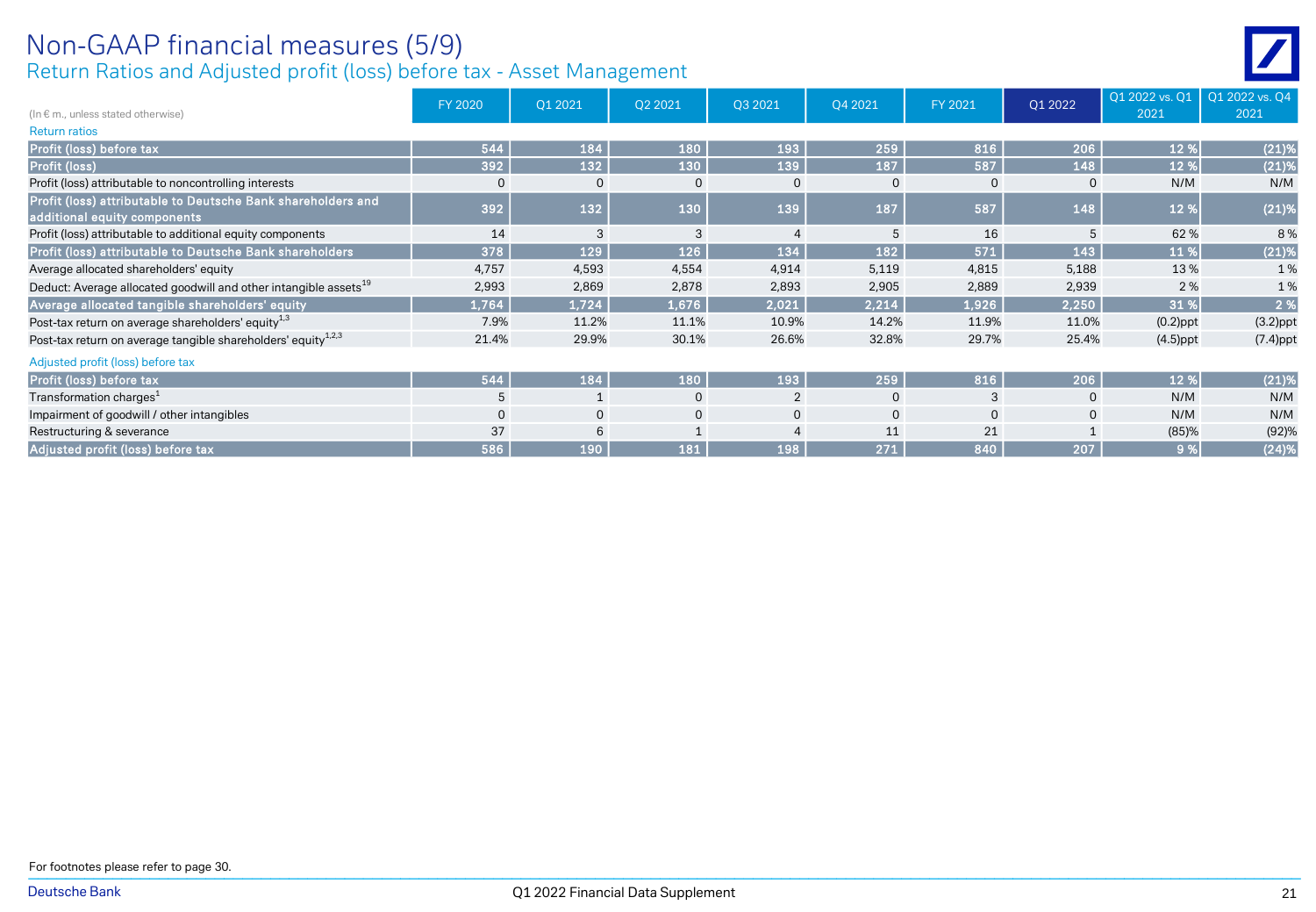# Non-GAAP financial measures (5/9)

## Return Ratios and Adjusted profit (loss) before tax - Asset Management

| (In € m., unless stated otherwise) | FY 2020 | Q1 2021 | Q2 2021 | Q3 2021 | Q4 2021 | FY 2021 | Q1 2022 | Q1 2022 vs. Q1 2021 | Q1 2022 vs. Q4 2021 |
|---|---|---|---|---|---|---|---|---|---|
| Return ratios | | | | | | | | | |
| **Profit (loss) before tax** | **544** | **184** | **180** | **193** | **259** | **816** | **206** | **12 %** | **(21)%** |
| **Profit (loss)** | **392** | **132** | **130** | **139** | **187** | **587** | **148** | **12 %** | **(21)%** |
| Profit (loss) attributable to noncontrolling interests | 0 | 0 | 0 | 0 | 0 | 0 | 0 | N/M | N/M |
| **Profit (loss) attributable to Deutsche Bank shareholders and additional equity components** | **392** | **132** | **130** | **139** | **187** | **587** | **148** | **12 %** | **(21)%** |
| Profit (loss) attributable to additional equity components | 14 | 3 | 3 | 4 | 5 | 16 | 5 | 62 % | 8 % |
| **Profit (loss) attributable to Deutsche Bank shareholders** | **378** | **129** | **126** | **134** | **182** | **571** | **143** | **11 %** | **(21)%** |
| Average allocated shareholders' equity | 4,757 | 4,593 | 4,554 | 4,914 | 5,119 | 4,815 | 5,188 | 13 % | 1 % |
| Deduct: Average allocated goodwill and other intangible assets[19] | 2,993 | 2,869 | 2,878 | 2,893 | 2,905 | 2,889 | 2,939 | 2 % | 1 % |
| **Average allocated tangible shareholders' equity** | **1,764** | **1,724** | **1,676** | **2,021** | **2,214** | **1,926** | **2,250** | **31 %** | **2 %** |
| Post-tax return on average shareholders' equity[1,3] | 7.9% | 11.2% | 11.1% | 10.9% | 14.2% | 11.9% | 11.0% | (0.2)ppt | (3.2)ppt |
| Post-tax return on average tangible shareholders' equity[1,2,3] | 21.4% | 29.9% | 30.1% | 26.6% | 32.8% | 29.7% | 25.4% | (4.5)ppt | (7.4)ppt |
| Adjusted profit (loss) before tax | | | | | | | | | |
| **Profit (loss) before tax** | **544** | **184** | **180** | **193** | **259** | **816** | **206** | **12 %** | **(21)%** |
| Transformation charges[1] | 5 | 1 | 0 | 2 | 0 | 3 | 0 | N/M | N/M |
| Impairment of goodwill / other intangibles | 0 | 0 | 0 | 0 | 0 | 0 | 0 | N/M | N/M |
| Restructuring & severance | 37 | 6 | 1 | 4 | 11 | 21 | 1 | (85)% | (92)% |
| **Adjusted profit (loss) before tax** | **586** | **190** | **181** | **198** | **271** | **840** | **207** | **9 %** | **(24)%** |

For footnotes please refer to page 30.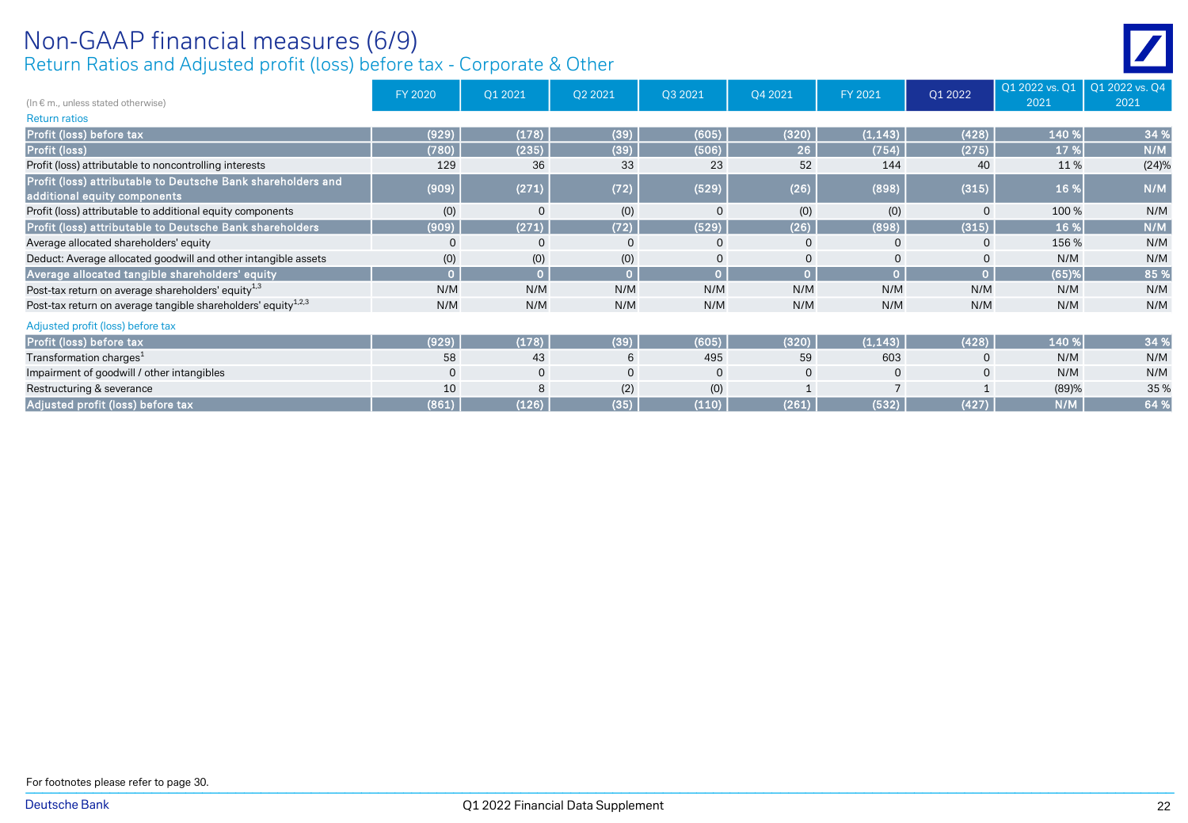# Non-GAAP financial measures (6/9)

## Return Ratios and Adjusted profit (loss) before tax - Corporate & Other

| (In € m., unless stated otherwise) | FY 2020 | Q1 2021 | Q2 2021 | Q3 2021 | Q4 2021 | FY 2021 | Q1 2022 | Q1 2022 vs. Q1 2021 | Q1 2022 vs. Q4 2021 |
|---|---|---|---|---|---|---|---|---|---|
| Return ratios | | | | | | | | | |
| **Profit (loss) before tax** | (929) | (178) | (39) | (605) | (320) | (1,143) | (428) | 140 % | 34 % |
| **Profit (loss)** | (780) | (235) | (39) | (506) | 26 | (754) | (275) | 17 % | N/M |
| Profit (loss) attributable to noncontrolling interests | 129 | 36 | 33 | 23 | 52 | 144 | 40 | 11 % | (24)% |
| **Profit (loss) attributable to Deutsche Bank shareholders and additional equity components** | (909) | (271) | (72) | (529) | (26) | (898) | (315) | 16 % | N/M |
| Profit (loss) attributable to additional equity components | (0) | 0 | (0) | 0 | (0) | (0) | 0 | 100 % | N/M |
| **Profit (loss) attributable to Deutsche Bank shareholders** | (909) | (271) | (72) | (529) | (26) | (898) | (315) | 16 % | N/M |
| Average allocated shareholders' equity | 0 | 0 | 0 | 0 | 0 | 0 | 0 | 156 % | N/M |
| Deduct: Average allocated goodwill and other intangible assets | (0) | (0) | (0) | 0 | 0 | 0 | 0 | N/M | N/M |
| **Average allocated tangible shareholders' equity** | 0 | 0 | 0 | 0 | 0 | 0 | 0 | (65)% | 85 % |
| Post-tax return on average shareholders' equity[1,3] | N/M | N/M | N/M | N/M | N/M | N/M | N/M | N/M | N/M |
| Post-tax return on average tangible shareholders' equity[1,2,3] | N/M | N/M | N/M | N/M | N/M | N/M | N/M | N/M | N/M |
| Adjusted profit (loss) before tax | | | | | | | | | |
| **Profit (loss) before tax** | (929) | (178) | (39) | (605) | (320) | (1,143) | (428) | 140 % | 34 % |
| Transformation charges[1] | 58 | 43 | 6 | 495 | 59 | 603 | 0 | N/M | N/M |
| Impairment of goodwill / other intangibles | 0 | 0 | 0 | 0 | 0 | 0 | 0 | N/M | N/M |
| Restructuring & severance | 10 | 8 | (2) | (0) | 1 | 7 | 1 | (89)% | 35 % |
| **Adjusted profit (loss) before tax** | (861) | (126) | (35) | (110) | (261) | (532) | (427) | N/M | 64 % |

For footnotes please refer to page 30.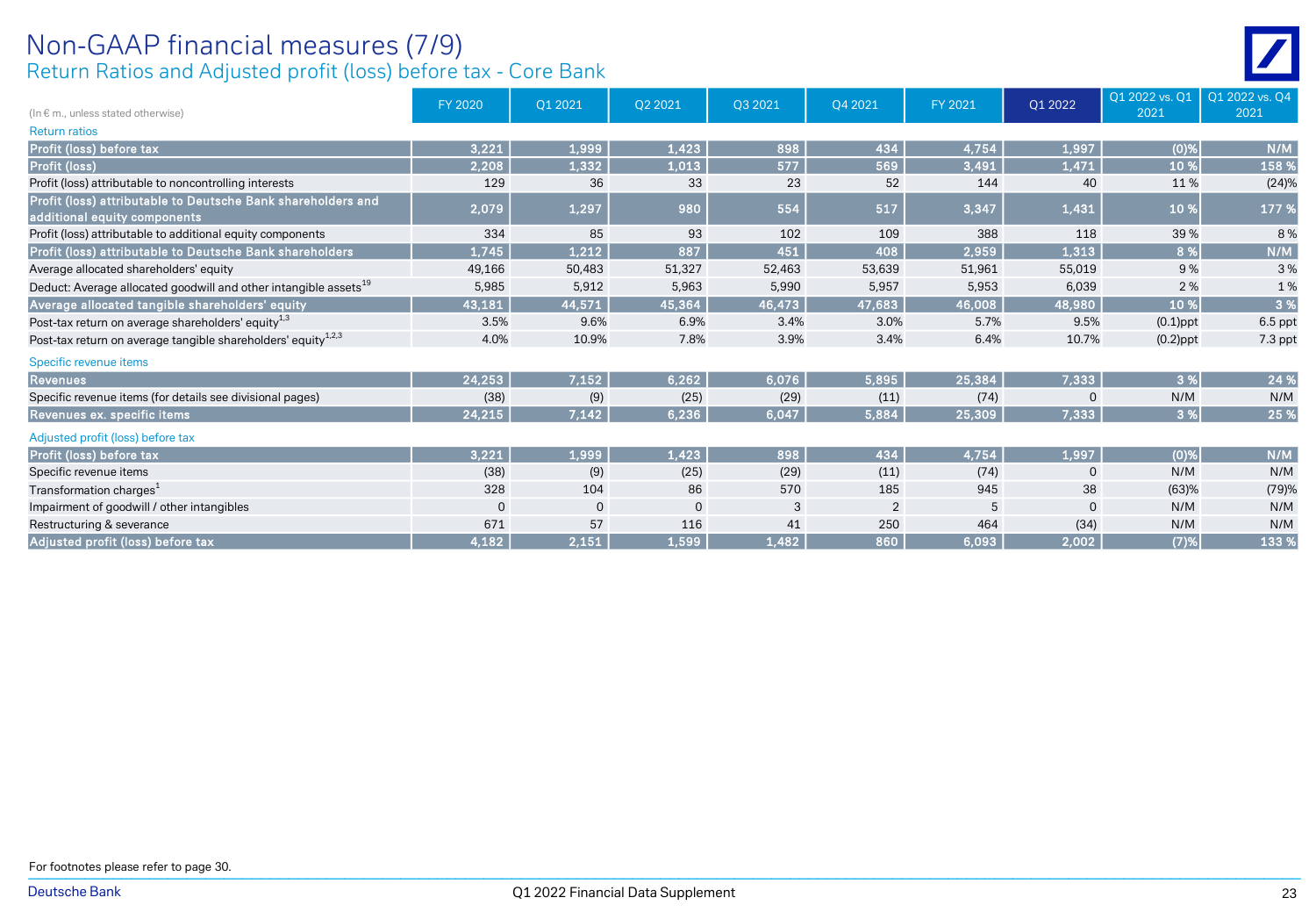# Non-GAAP financial measures (7/9)

## Return Ratios and Adjusted profit (loss) before tax - Core Bank

| (In € m., unless stated otherwise) | FY 2020 | Q1 2021 | Q2 2021 | Q3 2021 | Q4 2021 | FY 2021 | Q1 2022 | Q1 2022 vs. Q1 2021 | Q1 2022 vs. Q4 2021 |
|---|---|---|---|---|---|---|---|---|---|
| Return ratios | | | | | | | | | |
| **Profit (loss) before tax** | 3,221 | 1,999 | 1,423 | 898 | 434 | 4,754 | 1,997 | (0)% | N/M |
| **Profit (loss)** | 2,208 | 1,332 | 1,013 | 577 | 569 | 3,491 | 1,471 | 10 % | 158 % |
| Profit (loss) attributable to noncontrolling interests | 129 | 36 | 33 | 23 | 52 | 144 | 40 | 11 % | (24)% |
| **Profit (loss) attributable to Deutsche Bank shareholders and additional equity components** | 2,079 | 1,297 | 980 | 554 | 517 | 3,347 | 1,431 | 10 % | 177 % |
| Profit (loss) attributable to additional equity components | 334 | 85 | 93 | 102 | 109 | 388 | 118 | 39 % | 8 % |
| **Profit (loss) attributable to Deutsche Bank shareholders** | 1,745 | 1,212 | 887 | 451 | 408 | 2,959 | 1,313 | 8 % | N/M |
| Average allocated shareholders' equity | 49,166 | 50,483 | 51,327 | 52,463 | 53,639 | 51,961 | 55,019 | 9 % | 3 % |
| Deduct: Average allocated goodwill and other intangible assets[19] | 5,985 | 5,912 | 5,963 | 5,990 | 5,957 | 5,953 | 6,039 | 2 % | 1 % |
| **Average allocated tangible shareholders' equity** | 43,181 | 44,571 | 45,364 | 46,473 | 47,683 | 46,008 | 48,980 | 10 % | 3 % |
| Post-tax return on average shareholders' equity[1,3] | 3.5% | 9.6% | 6.9% | 3.4% | 3.0% | 5.7% | 9.5% | (0.1)ppt | 6.5 ppt |
| Post-tax return on average tangible shareholders' equity[1,2,3] | 4.0% | 10.9% | 7.8% | 3.9% | 3.4% | 6.4% | 10.7% | (0.2)ppt | 7.3 ppt |
| Specific revenue items | | | | | | | | | |
| **Revenues** | 24,253 | 7,152 | 6,262 | 6,076 | 5,895 | 25,384 | 7,333 | 3 % | 24 % |
| Specific revenue items (for details see divisional pages) | (38) | (9) | (25) | (29) | (11) | (74) | 0 | N/M | N/M |
| **Revenues ex. specific items** | 24,215 | 7,142 | 6,236 | 6,047 | 5,884 | 25,309 | 7,333 | 3 % | 25 % |
| Adjusted profit (loss) before tax | | | | | | | | | |
| **Profit (loss) before tax** | 3,221 | 1,999 | 1,423 | 898 | 434 | 4,754 | 1,997 | (0)% | N/M |
| Specific revenue items | (38) | (9) | (25) | (29) | (11) | (74) | 0 | N/M | N/M |
| Transformation charges[1] | 328 | 104 | 86 | 570 | 185 | 945 | 38 | (63)% | (79)% |
| Impairment of goodwill / other intangibles | 0 | 0 | 0 | 3 | 2 | 5 | 0 | N/M | N/M |
| Restructuring & severance | 671 | 57 | 116 | 41 | 250 | 464 | (34) | N/M | N/M |
| **Adjusted profit (loss) before tax** | 4,182 | 2,151 | 1,599 | 1,482 | 860 | 6,093 | 2,002 | (7)% | 133 % |

For footnotes please refer to page 30.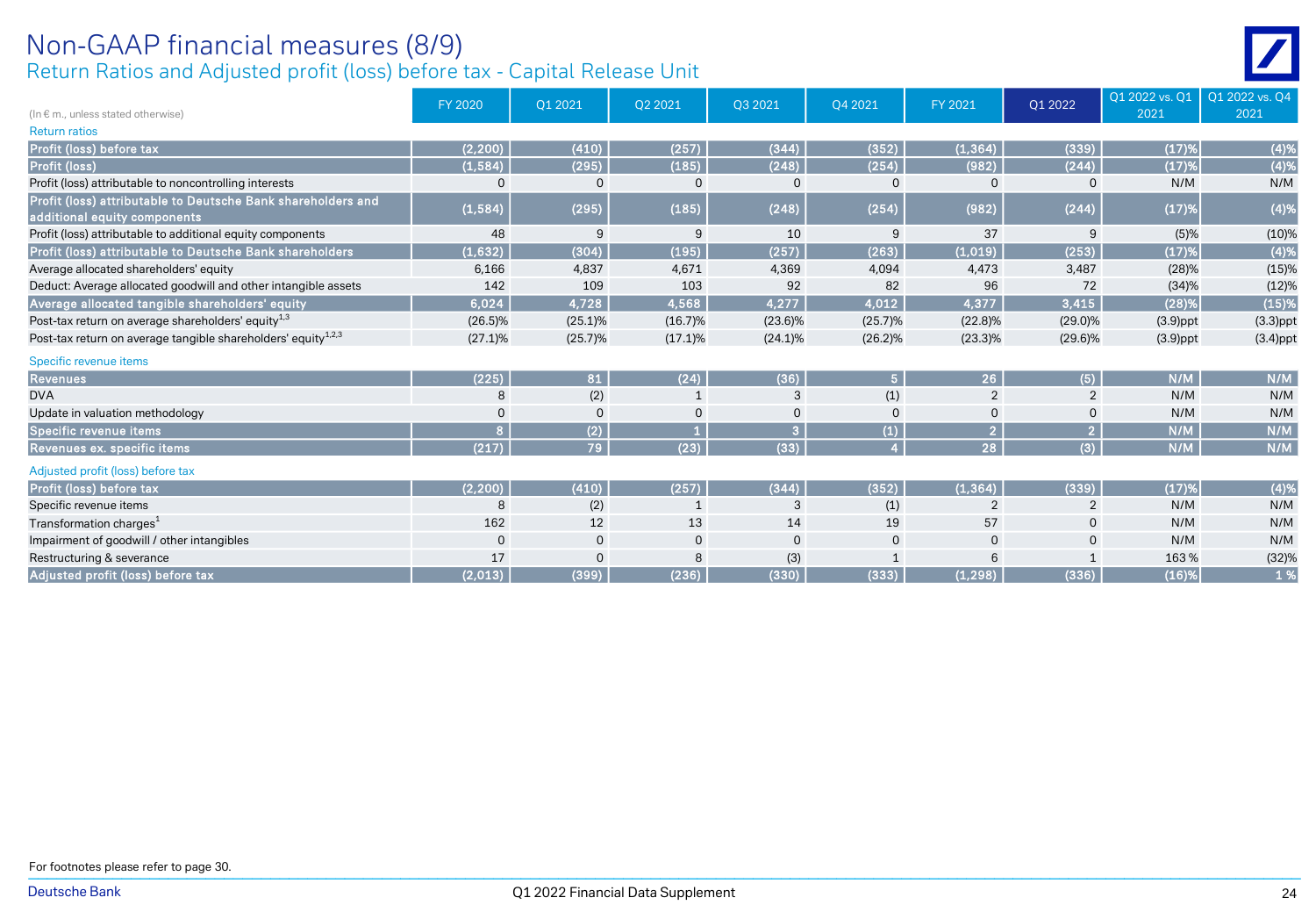# Non-GAAP financial measures (8/9)

## Return Ratios and Adjusted profit (loss) before tax - Capital Release Unit

| (In € m., unless stated otherwise) | FY 2020 | Q1 2021 | Q2 2021 | Q3 2021 | Q4 2021 | FY 2021 | Q1 2022 | Q1 2022 vs. Q1 2021 | Q1 2022 vs. Q4 2021 |
|---|---|---|---|---|---|---|---|---|---|
| Return ratios | | | | | | | | | |
| **Profit (loss) before tax** | (2,200) | (410) | (257) | (344) | (352) | (1,364) | (339) | (17)% | (4)% |
| **Profit (loss)** | (1,584) | (295) | (185) | (248) | (254) | (982) | (244) | (17)% | (4)% |
| Profit (loss) attributable to noncontrolling interests | 0 | 0 | 0 | 0 | 0 | 0 | 0 | N/M | N/M |
| **Profit (loss) attributable to Deutsche Bank shareholders and additional equity components** | (1,584) | (295) | (185) | (248) | (254) | (982) | (244) | (17)% | (4)% |
| Profit (loss) attributable to additional equity components | 48 | 9 | 9 | 10 | 9 | 37 | 9 | (5)% | (10)% |
| **Profit (loss) attributable to Deutsche Bank shareholders** | (1,632) | (304) | (195) | (257) | (263) | (1,019) | (253) | (17)% | (4)% |
| Average allocated shareholders' equity | 6,166 | 4,837 | 4,671 | 4,369 | 4,094 | 4,473 | 3,487 | (28)% | (15)% |
| Deduct: Average allocated goodwill and other intangible assets | 142 | 109 | 103 | 92 | 82 | 96 | 72 | (34)% | (12)% |
| **Average allocated tangible shareholders' equity** | 6,024 | 4,728 | 4,568 | 4,277 | 4,012 | 4,377 | 3,415 | (28)% | (15)% |
| Post-tax return on average shareholders' equity[1,3] | (26.5)% | (25.1)% | (16.7)% | (23.6)% | (25.7)% | (22.8)% | (29.0)% | (3.9)ppt | (3.3)ppt |
| Post-tax return on average tangible shareholders' equity[1,2,3] | (27.1)% | (25.7)% | (17.1)% | (24.1)% | (26.2)% | (23.3)% | (29.6)% | (3.9)ppt | (3.4)ppt |
| Specific revenue items | | | | | | | | | |
| **Revenues** | (225) | 81 | (24) | (36) | 5 | 26 | (5) | N/M | N/M |
| DVA | 8 | (2) | 1 | 3 | (1) | 2 | 2 | N/M | N/M |
| Update in valuation methodology | 0 | 0 | 0 | 0 | 0 | 0 | 0 | N/M | N/M |
| **Specific revenue items** | 8 | (2) | 1 | 3 | (1) | 2 | 2 | N/M | N/M |
| **Revenues ex. specific items** | (217) | 79 | (23) | (33) | 4 | 28 | (3) | N/M | N/M |
| Adjusted profit (loss) before tax | | | | | | | | | |
| **Profit (loss) before tax** | (2,200) | (410) | (257) | (344) | (352) | (1,364) | (339) | (17)% | (4)% |
| Specific revenue items | 8 | (2) | 1 | 3 | (1) | 2 | 2 | N/M | N/M |
| Transformation charges[1] | 162 | 12 | 13 | 14 | 19 | 57 | 0 | N/M | N/M |
| Impairment of goodwill / other intangibles | 0 | 0 | 0 | 0 | 0 | 0 | 0 | N/M | N/M |
| Restructuring & severance | 17 | 0 | 8 | (3) | 1 | 6 | 1 | 163 % | (32)% |
| **Adjusted profit (loss) before tax** | (2,013) | (399) | (236) | (330) | (333) | (1,298) | (336) | (16)% | 1 % |

For footnotes please refer to page 30.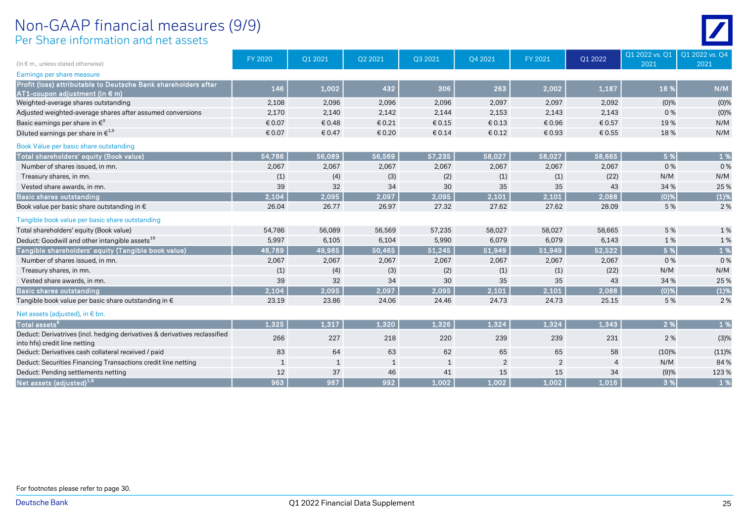# Non-GAAP financial measures (9/9)

## Per Share information and net assets

| (In € m., unless stated otherwise) | FY 2020 | Q1 2021 | Q2 2021 | Q3 2021 | Q4 2021 | FY 2021 | Q1 2022 | Q1 2022 vs. Q1 2021 | Q1 2022 vs. Q4 2021 |
|---|---|---|---|---|---|---|---|---|---|
| Earnings per share measure | | | | | | | | | |
| **Profit (loss) attributable to Deutsche Bank shareholders after AT1-coupon adjustment (in € m)** | **146** | **1,002** | **432** | **306** | **263** | **2,002** | **1,187** | **18 %** | **N/M** |
| Weighted-average shares outstanding | 2,108 | 2,096 | 2,096 | 2,096 | 2,097 | 2,097 | 2,092 | (0)% | (0)% |
| Adjusted weighted-average shares after assumed conversions | 2,170 | 2,140 | 2,142 | 2,144 | 2,153 | 2,143 | 2,143 | 0 % | (0)% |
| Basic earnings per share in €[9] | € 0.07 | € 0.48 | € 0.21 | € 0.15 | € 0.13 | € 0.96 | € 0.57 | 19 % | N/M |
| Diluted earnings per share in €[1,9] | € 0.07 | € 0.47 | € 0.20 | € 0.14 | € 0.12 | € 0.93 | € 0.55 | 18 % | N/M |
| Book Value per basic share outstanding | | | | | | | | | |
| **Total shareholders' equity (Book value)** | **54,786** | **56,089** | **56,569** | **57,235** | **58,027** | **58,027** | **58,665** | **5 %** | **1 %** |
| Number of shares issued, in mn. | 2,067 | 2,067 | 2,067 | 2,067 | 2,067 | 2,067 | 2,067 | 0 % | 0 % |
| Treasury shares, in mn. | (1) | (4) | (3) | (2) | (1) | (1) | (22) | N/M | N/M |
| Vested share awards, in mn. | 39 | 32 | 34 | 30 | 35 | 35 | 43 | 34 % | 25 % |
| **Basic shares outstanding** | **2,104** | **2,095** | **2,097** | **2,095** | **2,101** | **2,101** | **2,088** | **(0)%** | **(1)%** |
| Book value per basic share outstanding in € | 26.04 | 26.77 | 26.97 | 27.32 | 27.62 | 27.62 | 28.09 | 5 % | 2 % |
| Tangible book value per basic share outstanding | | | | | | | | | |
| Total shareholders' equity (Book value) | 54,786 | 56,089 | 56,569 | 57,235 | 58,027 | 58,027 | 58,665 | 5 % | 1 % |
| Deduct: Goodwill and other intangible assets[19] | 5,997 | 6,105 | 6,104 | 5,990 | 6,079 | 6,079 | 6,143 | 1 % | 1 % |
| **Tangible shareholders' equity (Tangible book value)** | **48,789** | **49,985** | **50,465** | **51,245** | **51,949** | **51,949** | **52,522** | **5 %** | **1 %** |
| Number of shares issued, in mn. | 2,067 | 2,067 | 2,067 | 2,067 | 2,067 | 2,067 | 2,067 | 0 % | 0 % |
| Treasury shares, in mn. | (1) | (4) | (3) | (2) | (1) | (1) | (22) | N/M | N/M |
| Vested share awards, in mn. | 39 | 32 | 34 | 30 | 35 | 35 | 43 | 34 % | 25 % |
| **Basic shares outstanding** | **2,104** | **2,095** | **2,097** | **2,095** | **2,101** | **2,101** | **2,088** | **(0)%** | **(1)%** |
| Tangible book value per basic share outstanding in € | 23.19 | 23.86 | 24.06 | 24.46 | 24.73 | 24.73 | 25.15 | 5 % | 2 % |
| Net assets (adjusted), in € bn. | | | | | | | | | |
| **Total assets[6]** | **1,325** | **1,317** | **1,320** | **1,326** | **1,324** | **1,324** | **1,343** | **2 %** | **1 %** |
| Deduct: Derivatrives (incl. hedging derivatives & derivatives reclassified into hfs) credit line netting | 266 | 227 | 218 | 220 | 239 | 239 | 231 | 2 % | (3)% |
| Deduct: Derivatives cash collateral received / paid | 83 | 64 | 63 | 62 | 65 | 65 | 58 | (10)% | (11)% |
| Deduct: Securities Financing Transactions credit line netting | 1 | 1 | 1 | 1 | 2 | 2 | 4 | N/M | 84 % |
| Deduct: Pending settlements netting | 12 | 37 | 46 | 41 | 15 | 15 | 34 | (9)% | 123 % |
| **Net assets (adjusted)[1,6]** | **963** | **987** | **992** | **1,002** | **1,002** | **1,002** | **1,016** | **3 %** | **1 %** |

For footnotes please refer to page 30.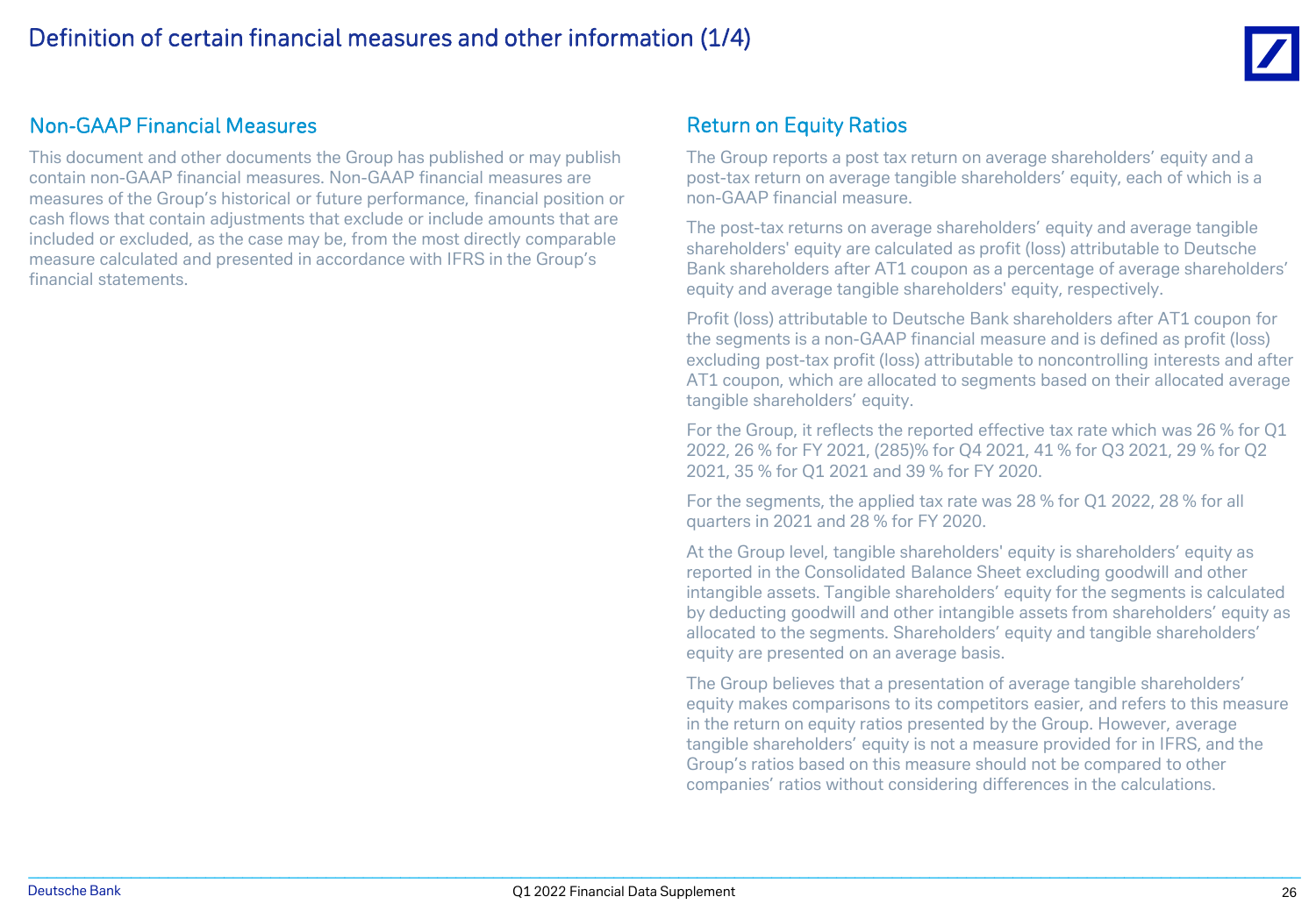# Definition of certain financial measures and other information (1/4)

## Non-GAAP Financial Measures

This document and other documents the Group has published or may publish contain non-GAAP financial measures. Non-GAAP financial measures are measures of the Group's historical or future performance, financial position or cash flows that contain adjustments that exclude or include amounts that are included or excluded, as the case may be, from the most directly comparable measure calculated and presented in accordance with IFRS in the Group's financial statements.

## Return on Equity Ratios

The Group reports a post tax return on average shareholders' equity and a post-tax return on average tangible shareholders' equity, each of which is a non-GAAP financial measure.

The post-tax returns on average shareholders' equity and average tangible shareholders' equity are calculated as profit (loss) attributable to Deutsche Bank shareholders after AT1 coupon as a percentage of average shareholders' equity and average tangible shareholders' equity, respectively.

Profit (loss) attributable to Deutsche Bank shareholders after AT1 coupon for the segments is a non-GAAP financial measure and is defined as profit (loss) excluding post-tax profit (loss) attributable to noncontrolling interests and after AT1 coupon, which are allocated to segments based on their allocated average tangible shareholders' equity.

For the Group, it reflects the reported effective tax rate which was 26 % for Q1 2022, 26 % for FY 2021, (285)% for Q4 2021, 41 % for Q3 2021, 29 % for Q2 2021, 35 % for Q1 2021 and 39 % for FY 2020.

For the segments, the applied tax rate was 28 % for Q1 2022, 28 % for all quarters in 2021 and 28 % for FY 2020.

At the Group level, tangible shareholders' equity is shareholders' equity as reported in the Consolidated Balance Sheet excluding goodwill and other intangible assets. Tangible shareholders' equity for the segments is calculated by deducting goodwill and other intangible assets from shareholders' equity as allocated to the segments. Shareholders' equity and tangible shareholders' equity are presented on an average basis.

The Group believes that a presentation of average tangible shareholders' equity makes comparisons to its competitors easier, and refers to this measure in the return on equity ratios presented by the Group. However, average tangible shareholders' equity is not a measure provided for in IFRS, and the Group's ratios based on this measure should not be compared to other companies' ratios without considering differences in the calculations.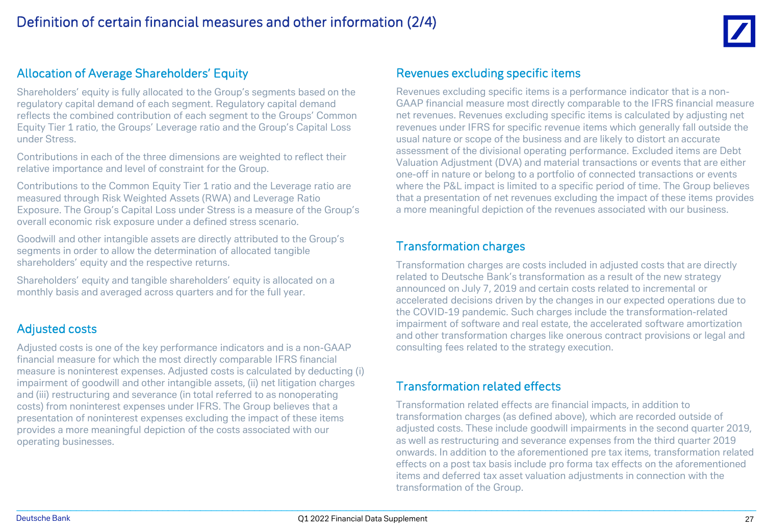# Definition of certain financial measures and other information (2/4)

## Allocation of Average Shareholders' Equity

Shareholders' equity is fully allocated to the Group's segments based on the regulatory capital demand of each segment. Regulatory capital demand reflects the combined contribution of each segment to the Groups' Common Equity Tier 1 ratio, the Groups' Leverage ratio and the Group's Capital Loss under Stress.

Contributions in each of the three dimensions are weighted to reflect their relative importance and level of constraint for the Group.

Contributions to the Common Equity Tier 1 ratio and the Leverage ratio are measured through Risk Weighted Assets (RWA) and Leverage Ratio Exposure. The Group's Capital Loss under Stress is a measure of the Group's overall economic risk exposure under a defined stress scenario.

Goodwill and other intangible assets are directly attributed to the Group's segments in order to allow the determination of allocated tangible shareholders' equity and the respective returns.

Shareholders' equity and tangible shareholders' equity is allocated on a monthly basis and averaged across quarters and for the full year.

## Adjusted costs

Adjusted costs is one of the key performance indicators and is a non-GAAP financial measure for which the most directly comparable IFRS financial measure is noninterest expenses. Adjusted costs is calculated by deducting (i) impairment of goodwill and other intangible assets, (ii) net litigation charges and (iii) restructuring and severance (in total referred to as nonoperating costs) from noninterest expenses under IFRS. The Group believes that a presentation of noninterest expenses excluding the impact of these items provides a more meaningful depiction of the costs associated with our operating businesses.

## Revenues excluding specific items

Revenues excluding specific items is a performance indicator that is a non-GAAP financial measure most directly comparable to the IFRS financial measure net revenues. Revenues excluding specific items is calculated by adjusting net revenues under IFRS for specific revenue items which generally fall outside the usual nature or scope of the business and are likely to distort an accurate assessment of the divisional operating performance. Excluded items are Debt Valuation Adjustment (DVA) and material transactions or events that are either one-off in nature or belong to a portfolio of connected transactions or events where the P&L impact is limited to a specific period of time. The Group believes that a presentation of net revenues excluding the impact of these items provides a more meaningful depiction of the revenues associated with our business.

## Transformation charges

Transformation charges are costs included in adjusted costs that are directly related to Deutsche Bank's transformation as a result of the new strategy announced on July 7, 2019 and certain costs related to incremental or accelerated decisions driven by the changes in our expected operations due to the COVID-19 pandemic. Such charges include the transformation-related impairment of software and real estate, the accelerated software amortization and other transformation charges like onerous contract provisions or legal and consulting fees related to the strategy execution.

## Transformation related effects

Transformation related effects are financial impacts, in addition to transformation charges (as defined above), which are recorded outside of adjusted costs. These include goodwill impairments in the second quarter 2019, as well as restructuring and severance expenses from the third quarter 2019 onwards. In addition to the aforementioned pre tax items, transformation related effects on a post tax basis include pro forma tax effects on the aforementioned items and deferred tax asset valuation adjustments in connection with the transformation of the Group.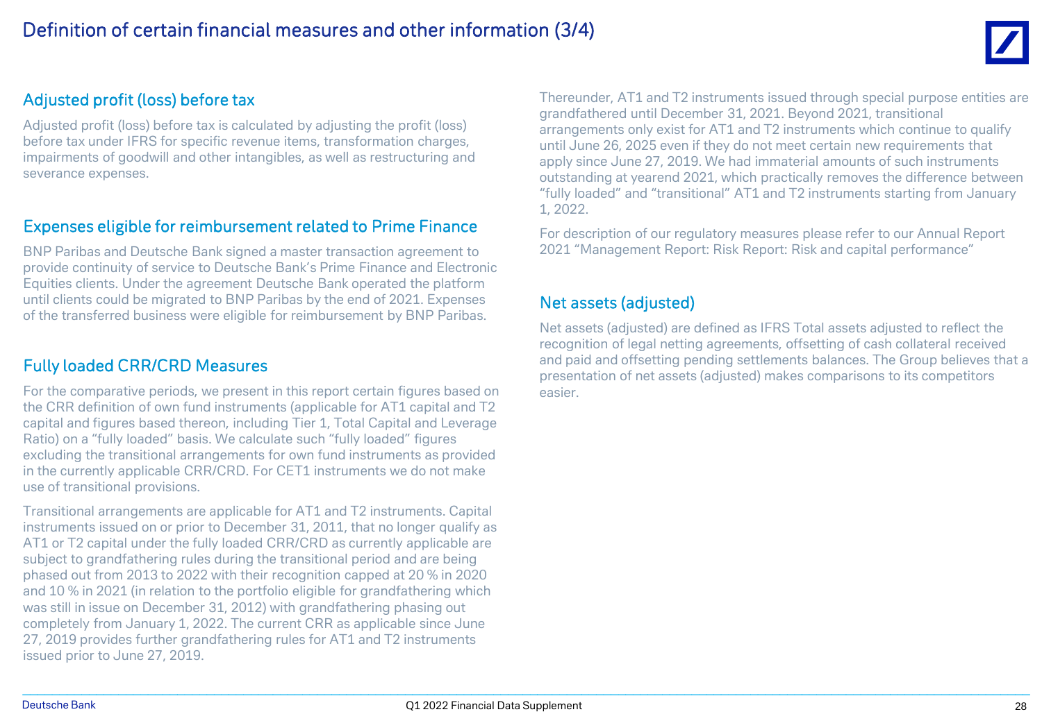# Definition of certain financial measures and other information (3/4)

## Adjusted profit (loss) before tax

Adjusted profit (loss) before tax is calculated by adjusting the profit (loss) before tax under IFRS for specific revenue items, transformation charges, impairments of goodwill and other intangibles, as well as restructuring and severance expenses.

## Expenses eligible for reimbursement related to Prime Finance

BNP Paribas and Deutsche Bank signed a master transaction agreement to provide continuity of service to Deutsche Bank's Prime Finance and Electronic Equities clients. Under the agreement Deutsche Bank operated the platform until clients could be migrated to BNP Paribas by the end of 2021. Expenses of the transferred business were eligible for reimbursement by BNP Paribas.

## Fully loaded CRR/CRD Measures

For the comparative periods, we present in this report certain figures based on the CRR definition of own fund instruments (applicable for AT1 capital and T2 capital and figures based thereon, including Tier 1, Total Capital and Leverage Ratio) on a "fully loaded" basis. We calculate such "fully loaded" figures excluding the transitional arrangements for own fund instruments as provided in the currently applicable CRR/CRD. For CET1 instruments we do not make use of transitional provisions.

Transitional arrangements are applicable for AT1 and T2 instruments. Capital instruments issued on or prior to December 31, 2011, that no longer qualify as AT1 or T2 capital under the fully loaded CRR/CRD as currently applicable are subject to grandfathering rules during the transitional period and are being phased out from 2013 to 2022 with their recognition capped at 20 % in 2020 and 10 % in 2021 (in relation to the portfolio eligible for grandfathering which was still in issue on December 31, 2012) with grandfathering phasing out completely from January 1, 2022. The current CRR as applicable since June 27, 2019 provides further grandfathering rules for AT1 and T2 instruments issued prior to June 27, 2019.

Thereunder, AT1 and T2 instruments issued through special purpose entities are grandfathered until December 31, 2021. Beyond 2021, transitional arrangements only exist for AT1 and T2 instruments which continue to qualify until June 26, 2025 even if they do not meet certain new requirements that apply since June 27, 2019. We had immaterial amounts of such instruments outstanding at yearend 2021, which practically removes the difference between "fully loaded" and "transitional" AT1 and T2 instruments starting from January 1, 2022.

For description of our regulatory measures please refer to our Annual Report 2021 "Management Report: Risk Report: Risk and capital performance"

## Net assets (adjusted)

Net assets (adjusted) are defined as IFRS Total assets adjusted to reflect the recognition of legal netting agreements, offsetting of cash collateral received and paid and offsetting pending settlements balances. The Group believes that a presentation of net assets (adjusted) makes comparisons to its competitors easier.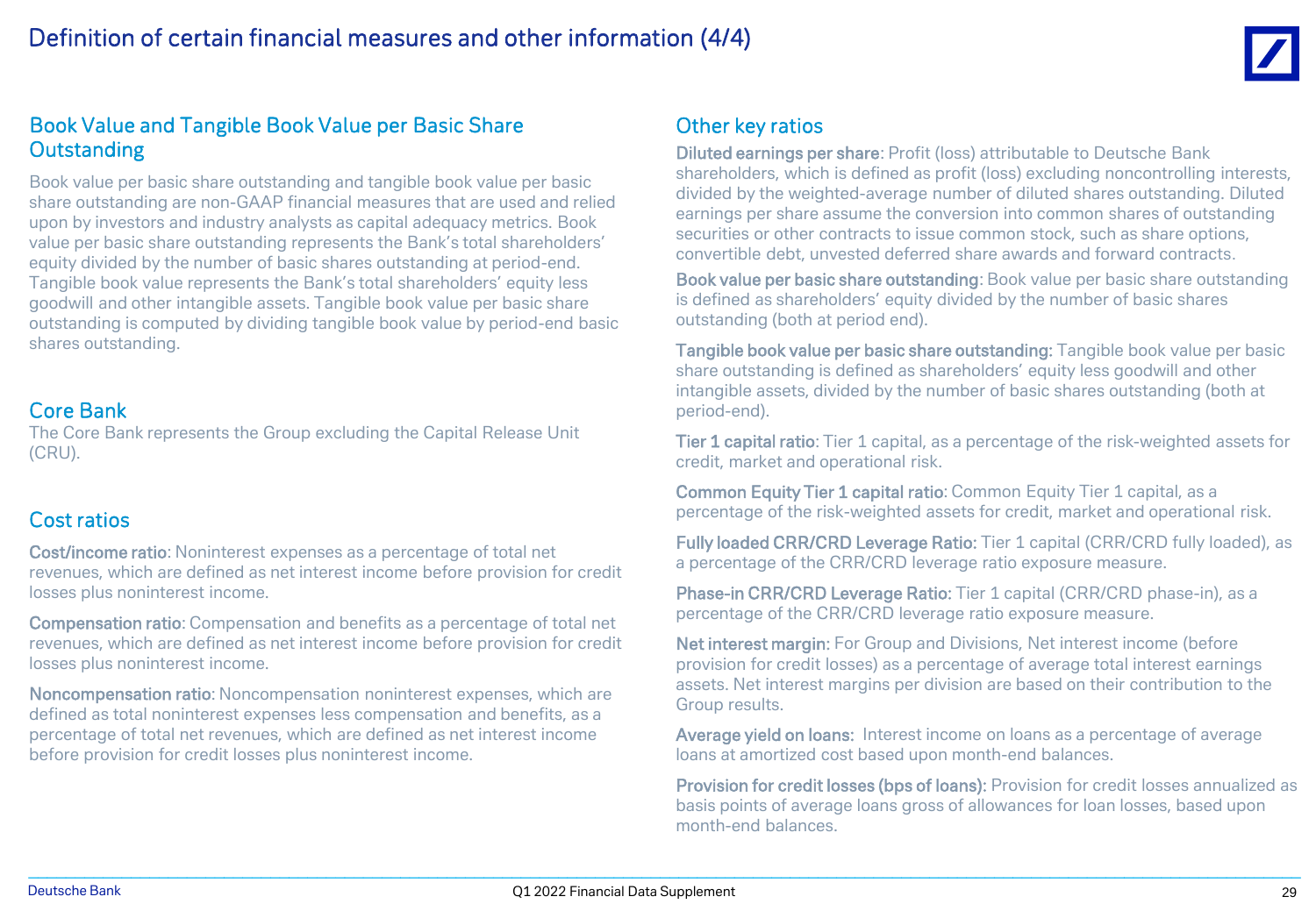# Definition of certain financial measures and other information (4/4)

## Book Value and Tangible Book Value per Basic Share Outstanding

Book value per basic share outstanding and tangible book value per basic share outstanding are non-GAAP financial measures that are used and relied upon by investors and industry analysts as capital adequacy metrics. Book value per basic share outstanding represents the Bank's total shareholders' equity divided by the number of basic shares outstanding at period-end. Tangible book value represents the Bank's total shareholders' equity less goodwill and other intangible assets. Tangible book value per basic share outstanding is computed by dividing tangible book value by period-end basic shares outstanding.

## Core Bank

The Core Bank represents the Group excluding the Capital Release Unit (CRU).

## Cost ratios

**Cost/income ratio**: Noninterest expenses as a percentage of total net revenues, which are defined as net interest income before provision for credit losses plus noninterest income.

**Compensation ratio**: Compensation and benefits as a percentage of total net revenues, which are defined as net interest income before provision for credit losses plus noninterest income.

**Noncompensation ratio**: Noncompensation noninterest expenses, which are defined as total noninterest expenses less compensation and benefits, as a percentage of total net revenues, which are defined as net interest income before provision for credit losses plus noninterest income.

## Other key ratios

**Diluted earnings per share**: Profit (loss) attributable to Deutsche Bank shareholders, which is defined as profit (loss) excluding noncontrolling interests, divided by the weighted-average number of diluted shares outstanding. Diluted earnings per share assume the conversion into common shares of outstanding securities or other contracts to issue common stock, such as share options, convertible debt, unvested deferred share awards and forward contracts.

**Book value per basic share outstanding**: Book value per basic share outstanding is defined as shareholders' equity divided by the number of basic shares outstanding (both at period end).

**Tangible book value per basic share outstanding:** Tangible book value per basic share outstanding is defined as shareholders' equity less goodwill and other intangible assets, divided by the number of basic shares outstanding (both at period-end).

**Tier 1 capital ratio**: Tier 1 capital, as a percentage of the risk-weighted assets for credit, market and operational risk.

**Common Equity Tier 1 capital ratio**: Common Equity Tier 1 capital, as a percentage of the risk-weighted assets for credit, market and operational risk.

**Fully loaded CRR/CRD Leverage Ratio:** Tier 1 capital (CRR/CRD fully loaded), as a percentage of the CRR/CRD leverage ratio exposure measure.

**Phase-in CRR/CRD Leverage Ratio:** Tier 1 capital (CRR/CRD phase-in), as a percentage of the CRR/CRD leverage ratio exposure measure.

**Net interest margin**: For Group and Divisions, Net interest income (before provision for credit losses) as a percentage of average total interest earnings assets. Net interest margins per division are based on their contribution to the Group results.

**Average yield on loans:** Interest income on loans as a percentage of average loans at amortized cost based upon month-end balances.

**Provision for credit losses (bps of loans):** Provision for credit losses annualized as basis points of average loans gross of allowances for loan losses, based upon month-end balances.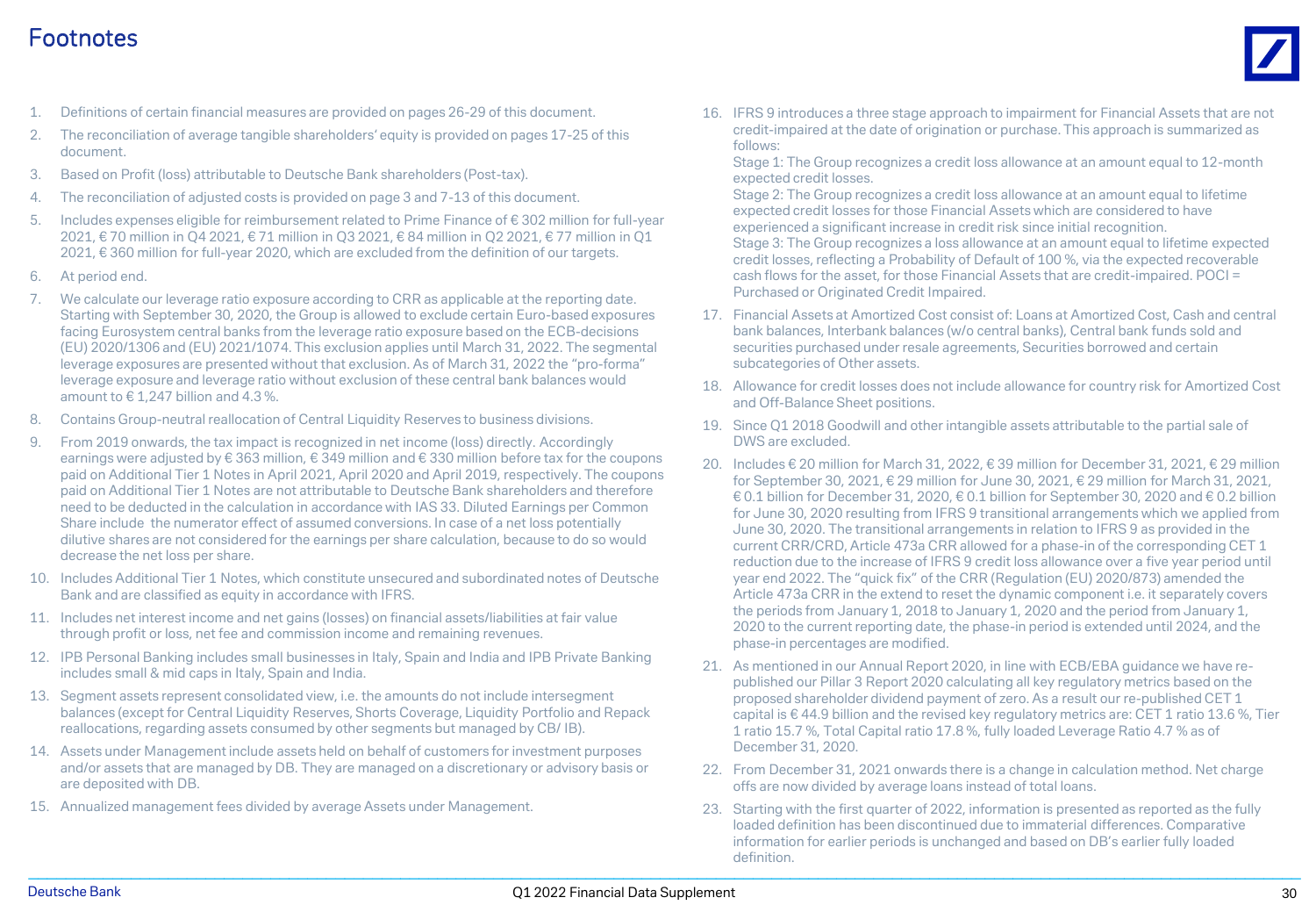# Footnotes

1. Definitions of certain financial measures are provided on pages 26-29 of this document.
2. The reconciliation of average tangible shareholders' equity is provided on pages 17-25 of this document.
3. Based on Profit (loss) attributable to Deutsche Bank shareholders (Post-tax).
4. The reconciliation of adjusted costs is provided on page 3 and 7-13 of this document.
5. Includes expenses eligible for reimbursement related to Prime Finance of € 302 million for full-year 2021, € 70 million in Q4 2021, € 71 million in Q3 2021, € 84 million in Q2 2021, € 77 million in Q1 2021, € 360 million for full-year 2020, which are excluded from the definition of our targets.
6. At period end.
7. We calculate our leverage ratio exposure according to CRR as applicable at the reporting date. Starting with September 30, 2020, the Group is allowed to exclude certain Euro-based exposures facing Eurosystem central banks from the leverage ratio exposure based on the ECB-decisions (EU) 2020/1306 and (EU) 2021/1074. This exclusion applies until March 31, 2022. The segmental leverage exposures are presented without that exclusion. As of March 31, 2022 the "pro-forma" leverage exposure and leverage ratio without exclusion of these central bank balances would amount to € 1,247 billion and 4.3 %.
8. Contains Group-neutral reallocation of Central Liquidity Reserves to business divisions.
9. From 2019 onwards, the tax impact is recognized in net income (loss) directly. Accordingly earnings were adjusted by € 363 million, € 349 million and € 330 million before tax for the coupons paid on Additional Tier 1 Notes in April 2021, April 2020 and April 2019, respectively. The coupons paid on Additional Tier 1 Notes are not attributable to Deutsche Bank shareholders and therefore need to be deducted in the calculation in accordance with IAS 33. Diluted Earnings per Common Share include the numerator effect of assumed conversions. In case of a net loss potentially dilutive shares are not considered for the earnings per share calculation, because to do so would decrease the net loss per share.
10. Includes Additional Tier 1 Notes, which constitute unsecured and subordinated notes of Deutsche Bank and are classified as equity in accordance with IFRS.
11. Includes net interest income and net gains (losses) on financial assets/liabilities at fair value through profit or loss, net fee and commission income and remaining revenues.
12. IPB Personal Banking includes small businesses in Italy, Spain and India and IPB Private Banking includes small & mid caps in Italy, Spain and India.
13. Segment assets represent consolidated view, i.e. the amounts do not include intersegment balances (except for Central Liquidity Reserves, Shorts Coverage, Liquidity Portfolio and Repack reallocations, regarding assets consumed by other segments but managed by CB/ IB).
14. Assets under Management include assets held on behalf of customers for investment purposes and/or assets that are managed by DB. They are managed on a discretionary or advisory basis or are deposited with DB.
15. Annualized management fees divided by average Assets under Management.
16. IFRS 9 introduces a three stage approach to impairment for Financial Assets that are not credit-impaired at the date of origination or purchase. This approach is summarized as follows:
    Stage 1: The Group recognizes a credit loss allowance at an amount equal to 12-month expected credit losses.
    Stage 2: The Group recognizes a credit loss allowance at an amount equal to lifetime expected credit losses for those Financial Assets which are considered to have experienced a significant increase in credit risk since initial recognition.
    Stage 3: The Group recognizes a loss allowance at an amount equal to lifetime expected credit losses, reflecting a Probability of Default of 100 %, via the expected recoverable cash flows for the asset, for those Financial Assets that are credit-impaired. POCI = Purchased or Originated Credit Impaired.
17. Financial Assets at Amortized Cost consist of: Loans at Amortized Cost, Cash and central bank balances, Interbank balances (w/o central banks), Central bank funds sold and securities purchased under resale agreements, Securities borrowed and certain subcategories of Other assets.
18. Allowance for credit losses does not include allowance for country risk for Amortized Cost and Off-Balance Sheet positions.
19. Since Q1 2018 Goodwill and other intangible assets attributable to the partial sale of DWS are excluded.
20. Includes € 20 million for March 31, 2022, € 39 million for December 31, 2021, € 29 million for September 30, 2021, € 29 million for June 30, 2021, € 29 million for March 31, 2021, € 0.1 billion for December 31, 2020, € 0.1 billion for September 30, 2020 and € 0.2 billion for June 30, 2020 resulting from IFRS 9 transitional arrangements which we applied from June 30, 2020. The transitional arrangements in relation to IFRS 9 as provided in the current CRR/CRD, Article 473a CRR allowed for a phase-in of the corresponding CET 1 reduction due to the increase of IFRS 9 credit loss allowance over a five year period until year end 2022. The "quick fix" of the CRR (Regulation (EU) 2020/873) amended the Article 473a CRR in the extend to reset the dynamic component i.e. it separately covers the periods from January 1, 2018 to January 1, 2020 and the period from January 1, 2020 to the current reporting date, the phase-in period is extended until 2024, and the phase-in percentages are modified.
21. As mentioned in our Annual Report 2020, in line with ECB/EBA guidance we have re-published our Pillar 3 Report 2020 calculating all key regulatory metrics based on the proposed shareholder dividend payment of zero. As a result our re-published CET 1 capital is € 44.9 billion and the revised key regulatory metrics are: CET 1 ratio 13.6 %, Tier 1 ratio 15.7 %, Total Capital ratio 17.8 %, fully loaded Leverage Ratio 4.7 % as of December 31, 2020.
22. From December 31, 2021 onwards there is a change in calculation method. Net charge offs are now divided by average loans instead of total loans.
23. Starting with the first quarter of 2022, information is presented as reported as the fully loaded definition has been discontinued due to immaterial differences. Comparative information for earlier periods is unchanged and based on DB's earlier fully loaded definition.